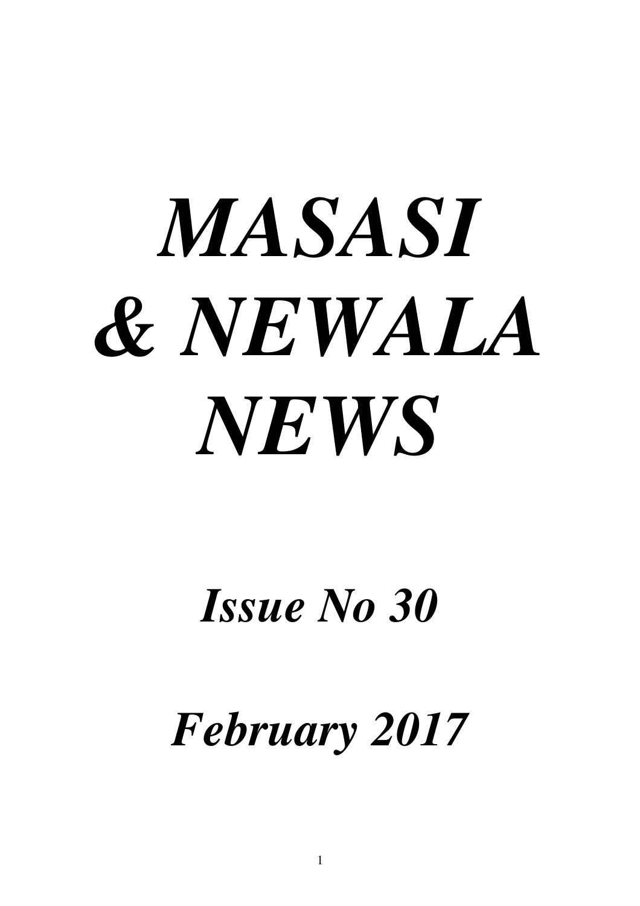# *MASASI & NEWALA NEWS*

## *Issue No 30*

## *February 2017*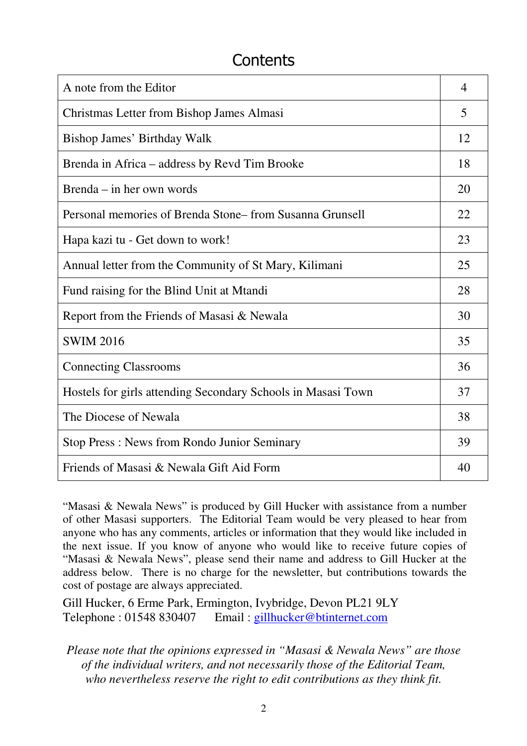# Contents

| | |
|---|---|
| A note from the Editor | 4 |
| Christmas Letter from Bishop James Almasi | 5 |
| Bishop James' Birthday Walk | 12 |
| Brenda in Africa – address by Revd Tim Brooke | 18 |
| Brenda – in her own words | 20 |
| Personal memories of Brenda Stone– from Susanna Grunsell | 22 |
| Hapa kazi tu - Get down to work! | 23 |
| Annual letter from the Community of St Mary, Kilimani | 25 |
| Fund raising for the Blind Unit at Mtandi | 28 |
| Report from the Friends of Masasi & Newala | 30 |
| SWIM 2016 | 35 |
| Connecting Classrooms | 36 |
| Hostels for girls attending Secondary Schools in Masasi Town | 37 |
| The Diocese of Newala | 38 |
| Stop Press : News from Rondo Junior Seminary | 39 |
| Friends of Masasi & Newala Gift Aid Form | 40 |

"Masasi & Newala News" is produced by Gill Hucker with assistance from a number of other Masasi supporters. The Editorial Team would be very pleased to hear from anyone who has any comments, articles or information that they would like included in the next issue. If you know of anyone who would like to receive future copies of "Masasi & Newala News", please send their name and address to Gill Hucker at the address below. There is no charge for the newsletter, but contributions towards the cost of postage are always appreciated.

Gill Hucker, 6 Erme Park, Ermington, Ivybridge, Devon PL21 9LY
Telephone : 01548 830407 Email : gillhucker@btinternet.com

*Please note that the opinions expressed in "Masasi & Newala News" are those of the individual writers, and not necessarily those of the Editorial Team, who nevertheless reserve the right to edit contributions as they think fit.*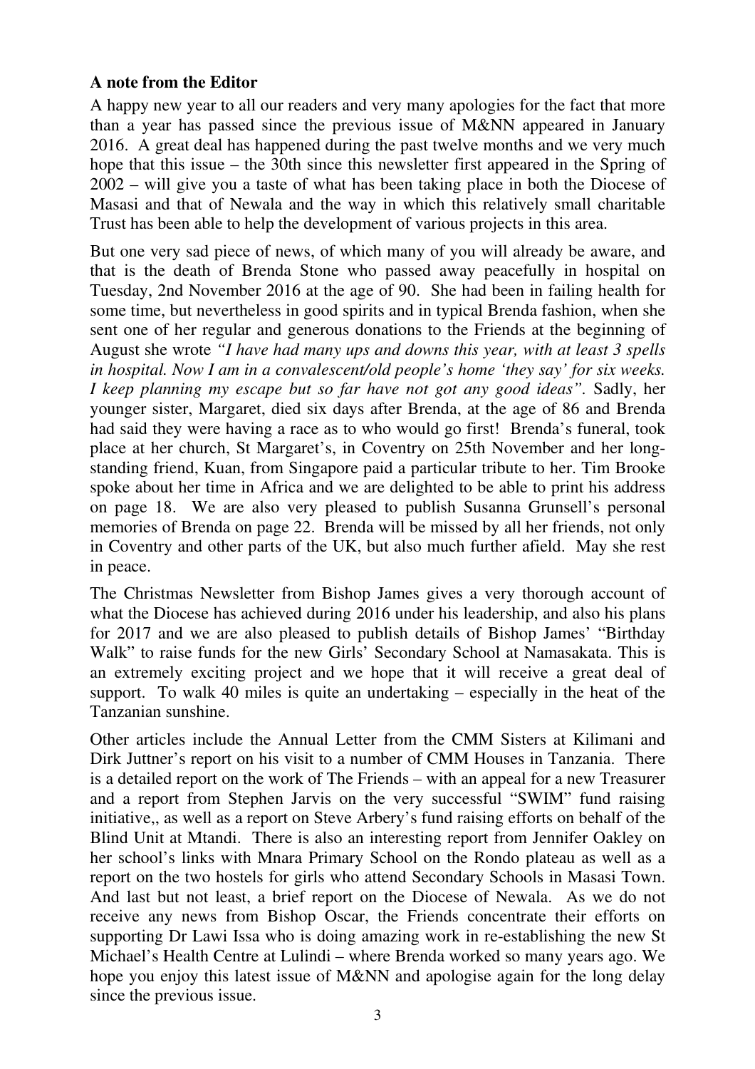**A note from the Editor**

A happy new year to all our readers and very many apologies for the fact that more than a year has passed since the previous issue of M&NN appeared in January 2016. A great deal has happened during the past twelve months and we very much hope that this issue – the 30th since this newsletter first appeared in the Spring of 2002 – will give you a taste of what has been taking place in both the Diocese of Masasi and that of Newala and the way in which this relatively small charitable Trust has been able to help the development of various projects in this area.

But one very sad piece of news, of which many of you will already be aware, and that is the death of Brenda Stone who passed away peacefully in hospital on Tuesday, 2nd November 2016 at the age of 90. She had been in failing health for some time, but nevertheless in good spirits and in typical Brenda fashion, when she sent one of her regular and generous donations to the Friends at the beginning of August she wrote *"I have had many ups and downs this year, with at least 3 spells in hospital. Now I am in a convalescent/old people's home 'they say' for six weeks. I keep planning my escape but so far have not got any good ideas"*. Sadly, her younger sister, Margaret, died six days after Brenda, at the age of 86 and Brenda had said they were having a race as to who would go first! Brenda's funeral, took place at her church, St Margaret's, in Coventry on 25th November and her long-standing friend, Kuan, from Singapore paid a particular tribute to her. Tim Brooke spoke about her time in Africa and we are delighted to be able to print his address on page 18. We are also very pleased to publish Susanna Grunsell's personal memories of Brenda on page 22. Brenda will be missed by all her friends, not only in Coventry and other parts of the UK, but also much further afield. May she rest in peace.

The Christmas Newsletter from Bishop James gives a very thorough account of what the Diocese has achieved during 2016 under his leadership, and also his plans for 2017 and we are also pleased to publish details of Bishop James' "Birthday Walk" to raise funds for the new Girls' Secondary School at Namasakata. This is an extremely exciting project and we hope that it will receive a great deal of support. To walk 40 miles is quite an undertaking – especially in the heat of the Tanzanian sunshine.

Other articles include the Annual Letter from the CMM Sisters at Kilimani and Dirk Juttner's report on his visit to a number of CMM Houses in Tanzania. There is a detailed report on the work of The Friends – with an appeal for a new Treasurer and a report from Stephen Jarvis on the very successful "SWIM" fund raising initiative,, as well as a report on Steve Arbery's fund raising efforts on behalf of the Blind Unit at Mtandi. There is also an interesting report from Jennifer Oakley on her school's links with Mnara Primary School on the Rondo plateau as well as a report on the two hostels for girls who attend Secondary Schools in Masasi Town. And last but not least, a brief report on the Diocese of Newala. As we do not receive any news from Bishop Oscar, the Friends concentrate their efforts on supporting Dr Lawi Issa who is doing amazing work in re-establishing the new St Michael's Health Centre at Lulindi – where Brenda worked so many years ago. We hope you enjoy this latest issue of M&NN and apologise again for the long delay since the previous issue.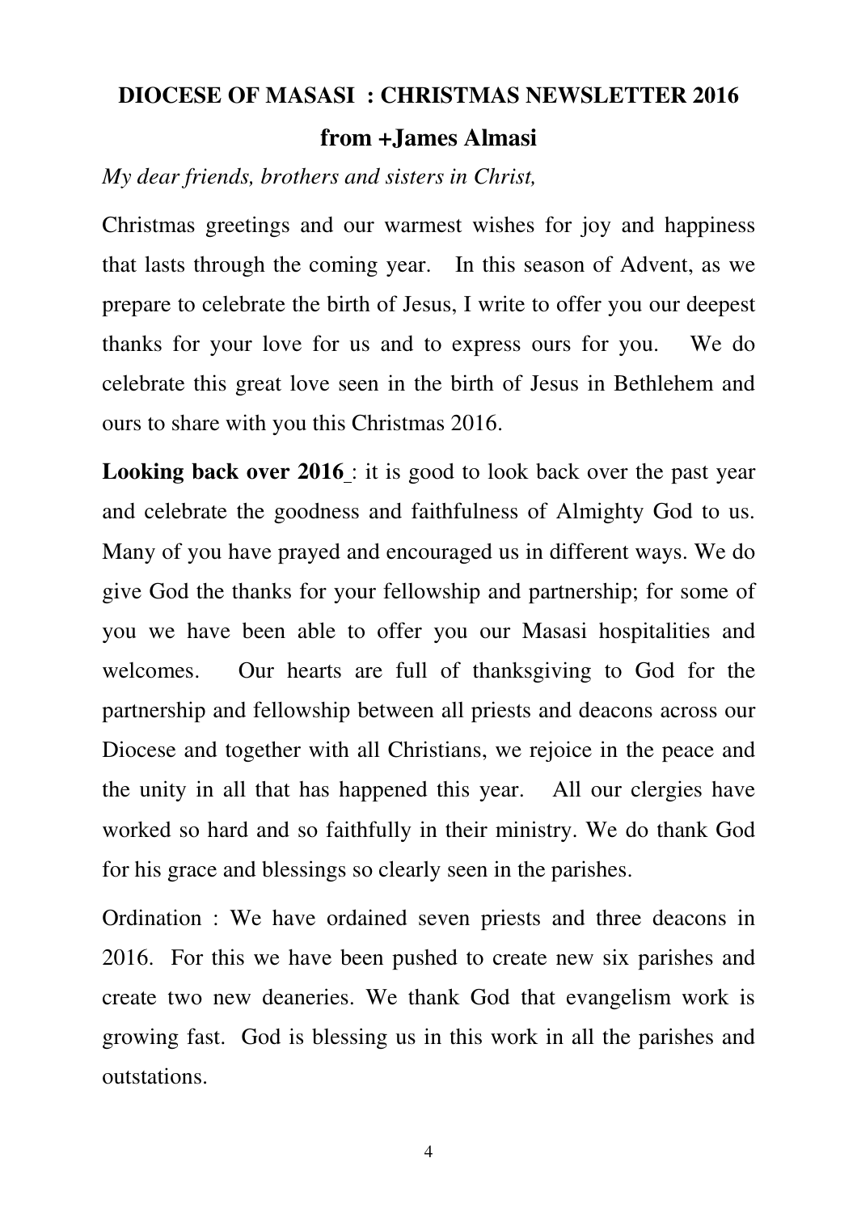## DIOCESE OF MASASI : CHRISTMAS NEWSLETTER 2016

### from +James Almasi

*My dear friends, brothers and sisters in Christ,*

Christmas greetings and our warmest wishes for joy and happiness that lasts through the coming year. In this season of Advent, as we prepare to celebrate the birth of Jesus, I write to offer you our deepest thanks for your love for us and to express ours for you. We do celebrate this great love seen in the birth of Jesus in Bethlehem and ours to share with you this Christmas 2016.

**Looking back over 2016** : it is good to look back over the past year and celebrate the goodness and faithfulness of Almighty God to us. Many of you have prayed and encouraged us in different ways. We do give God the thanks for your fellowship and partnership; for some of you we have been able to offer you our Masasi hospitalities and welcomes. Our hearts are full of thanksgiving to God for the partnership and fellowship between all priests and deacons across our Diocese and together with all Christians, we rejoice in the peace and the unity in all that has happened this year. All our clergies have worked so hard and so faithfully in their ministry. We do thank God for his grace and blessings so clearly seen in the parishes.

Ordination : We have ordained seven priests and three deacons in 2016. For this we have been pushed to create new six parishes and create two new deaneries. We thank God that evangelism work is growing fast. God is blessing us in this work in all the parishes and outstations.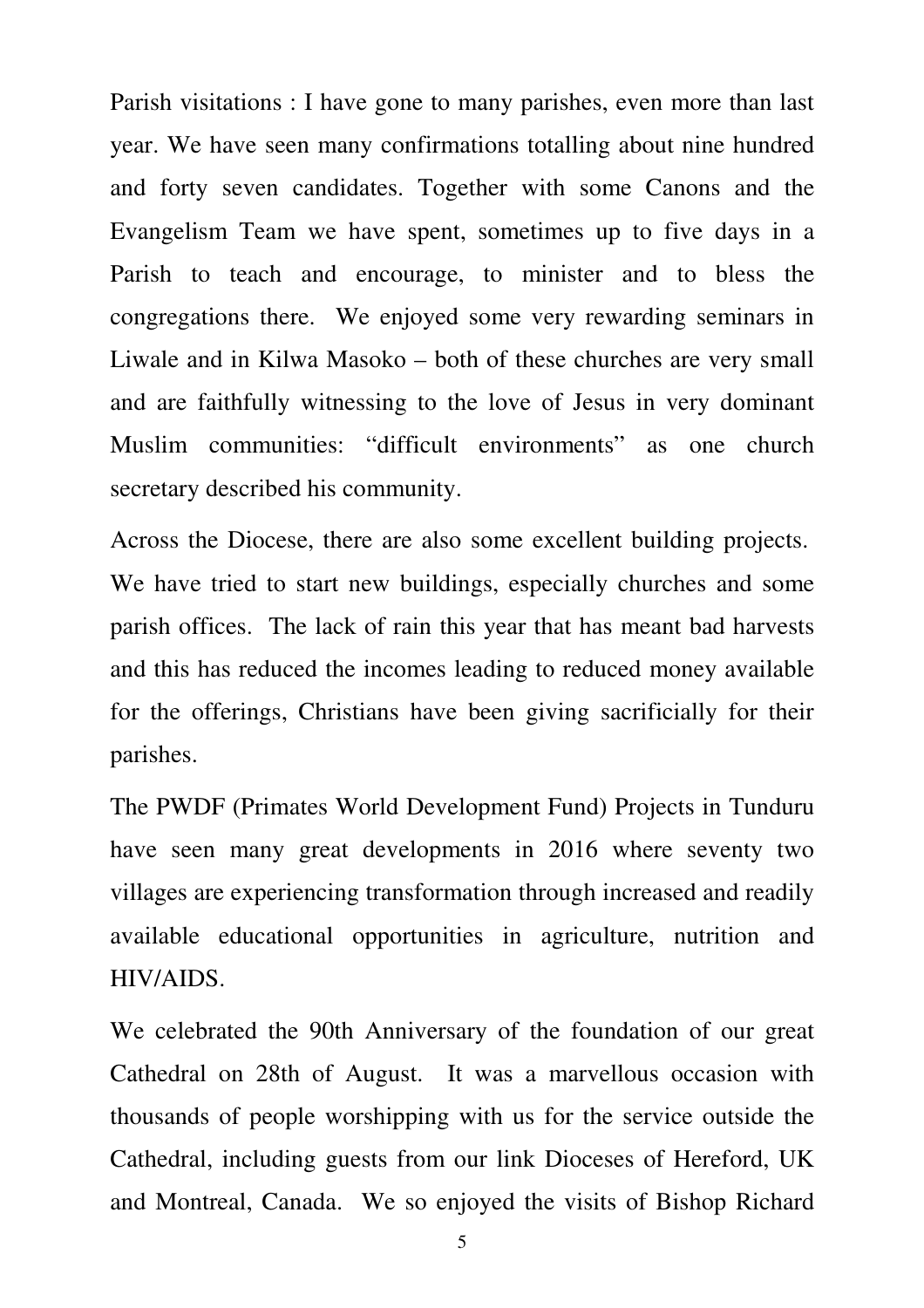Parish visitations : I have gone to many parishes, even more than last year. We have seen many confirmations totalling about nine hundred and forty seven candidates. Together with some Canons and the Evangelism Team we have spent, sometimes up to five days in a Parish to teach and encourage, to minister and to bless the congregations there. We enjoyed some very rewarding seminars in Liwale and in Kilwa Masoko – both of these churches are very small and are faithfully witnessing to the love of Jesus in very dominant Muslim communities: "difficult environments" as one church secretary described his community.

Across the Diocese, there are also some excellent building projects. We have tried to start new buildings, especially churches and some parish offices. The lack of rain this year that has meant bad harvests and this has reduced the incomes leading to reduced money available for the offerings, Christians have been giving sacrificially for their parishes.

The PWDF (Primates World Development Fund) Projects in Tunduru have seen many great developments in 2016 where seventy two villages are experiencing transformation through increased and readily available educational opportunities in agriculture, nutrition and HIV/AIDS.

We celebrated the 90th Anniversary of the foundation of our great Cathedral on 28th of August. It was a marvellous occasion with thousands of people worshipping with us for the service outside the Cathedral, including guests from our link Dioceses of Hereford, UK and Montreal, Canada. We so enjoyed the visits of Bishop Richard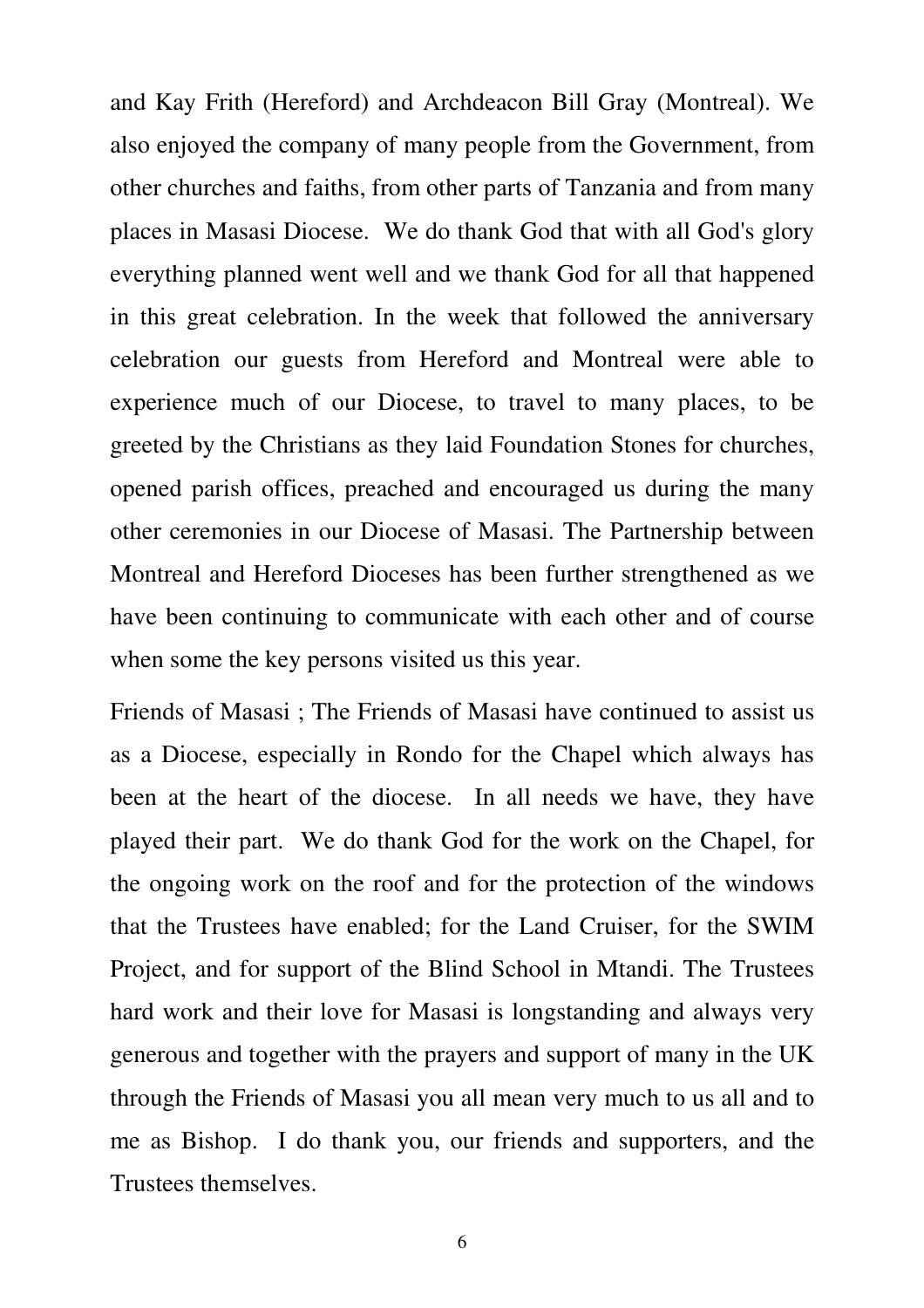and Kay Frith (Hereford) and Archdeacon Bill Gray (Montreal). We also enjoyed the company of many people from the Government, from other churches and faiths, from other parts of Tanzania and from many places in Masasi Diocese. We do thank God that with all God's glory everything planned went well and we thank God for all that happened in this great celebration. In the week that followed the anniversary celebration our guests from Hereford and Montreal were able to experience much of our Diocese, to travel to many places, to be greeted by the Christians as they laid Foundation Stones for churches, opened parish offices, preached and encouraged us during the many other ceremonies in our Diocese of Masasi. The Partnership between Montreal and Hereford Dioceses has been further strengthened as we have been continuing to communicate with each other and of course when some the key persons visited us this year.

Friends of Masasi ; The Friends of Masasi have continued to assist us as a Diocese, especially in Rondo for the Chapel which always has been at the heart of the diocese. In all needs we have, they have played their part. We do thank God for the work on the Chapel, for the ongoing work on the roof and for the protection of the windows that the Trustees have enabled; for the Land Cruiser, for the SWIM Project, and for support of the Blind School in Mtandi. The Trustees hard work and their love for Masasi is longstanding and always very generous and together with the prayers and support of many in the UK through the Friends of Masasi you all mean very much to us all and to me as Bishop. I do thank you, our friends and supporters, and the Trustees themselves.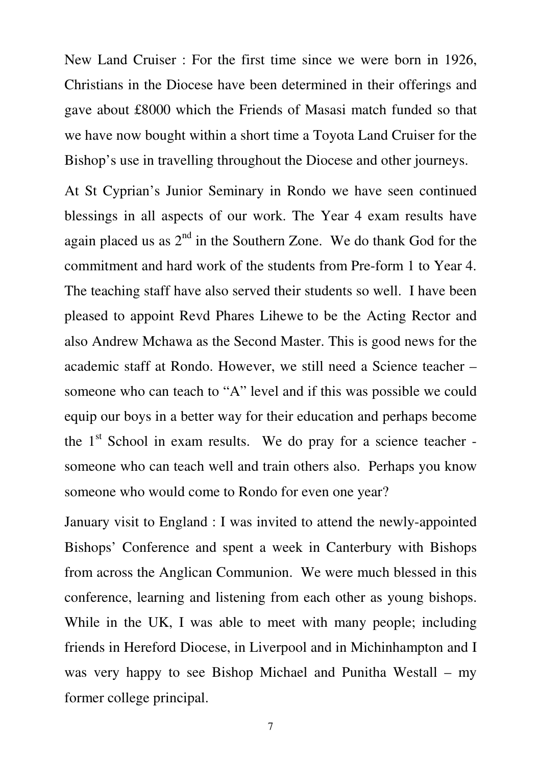New Land Cruiser : For the first time since we were born in 1926, Christians in the Diocese have been determined in their offerings and gave about £8000 which the Friends of Masasi match funded so that we have now bought within a short time a Toyota Land Cruiser for the Bishop's use in travelling throughout the Diocese and other journeys.

At St Cyprian's Junior Seminary in Rondo we have seen continued blessings in all aspects of our work. The Year 4 exam results have again placed us as 2nd in the Southern Zone. We do thank God for the commitment and hard work of the students from Pre-form 1 to Year 4. The teaching staff have also served their students so well. I have been pleased to appoint Revd Phares Lihewe to be the Acting Rector and also Andrew Mchawa as the Second Master. This is good news for the academic staff at Rondo. However, we still need a Science teacher – someone who can teach to "A" level and if this was possible we could equip our boys in a better way for their education and perhaps become the 1st School in exam results. We do pray for a science teacher - someone who can teach well and train others also. Perhaps you know someone who would come to Rondo for even one year?

January visit to England : I was invited to attend the newly-appointed Bishops' Conference and spent a week in Canterbury with Bishops from across the Anglican Communion. We were much blessed in this conference, learning and listening from each other as young bishops. While in the UK, I was able to meet with many people; including friends in Hereford Diocese, in Liverpool and in Michinhampton and I was very happy to see Bishop Michael and Punitha Westall – my former college principal.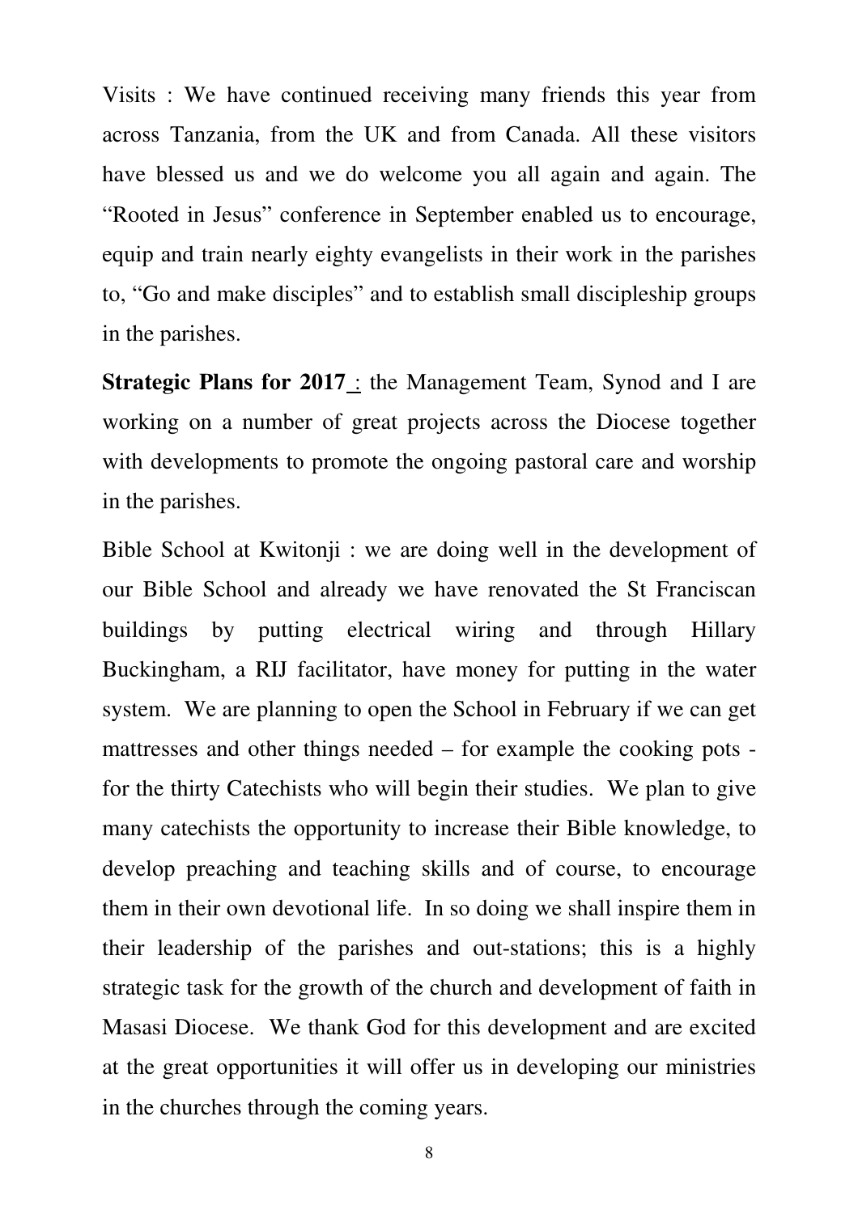Visits : We have continued receiving many friends this year from across Tanzania, from the UK and from Canada. All these visitors have blessed us and we do welcome you all again and again. The "Rooted in Jesus" conference in September enabled us to encourage, equip and train nearly eighty evangelists in their work in the parishes to, "Go and make disciples" and to establish small discipleship groups in the parishes.

**Strategic Plans for 2017** : the Management Team, Synod and I are working on a number of great projects across the Diocese together with developments to promote the ongoing pastoral care and worship in the parishes.

Bible School at Kwitonji : we are doing well in the development of our Bible School and already we have renovated the St Franciscan buildings by putting electrical wiring and through Hillary Buckingham, a RIJ facilitator, have money for putting in the water system. We are planning to open the School in February if we can get mattresses and other things needed – for example the cooking pots - for the thirty Catechists who will begin their studies. We plan to give many catechists the opportunity to increase their Bible knowledge, to develop preaching and teaching skills and of course, to encourage them in their own devotional life. In so doing we shall inspire them in their leadership of the parishes and out-stations; this is a highly strategic task for the growth of the church and development of faith in Masasi Diocese. We thank God for this development and are excited at the great opportunities it will offer us in developing our ministries in the churches through the coming years.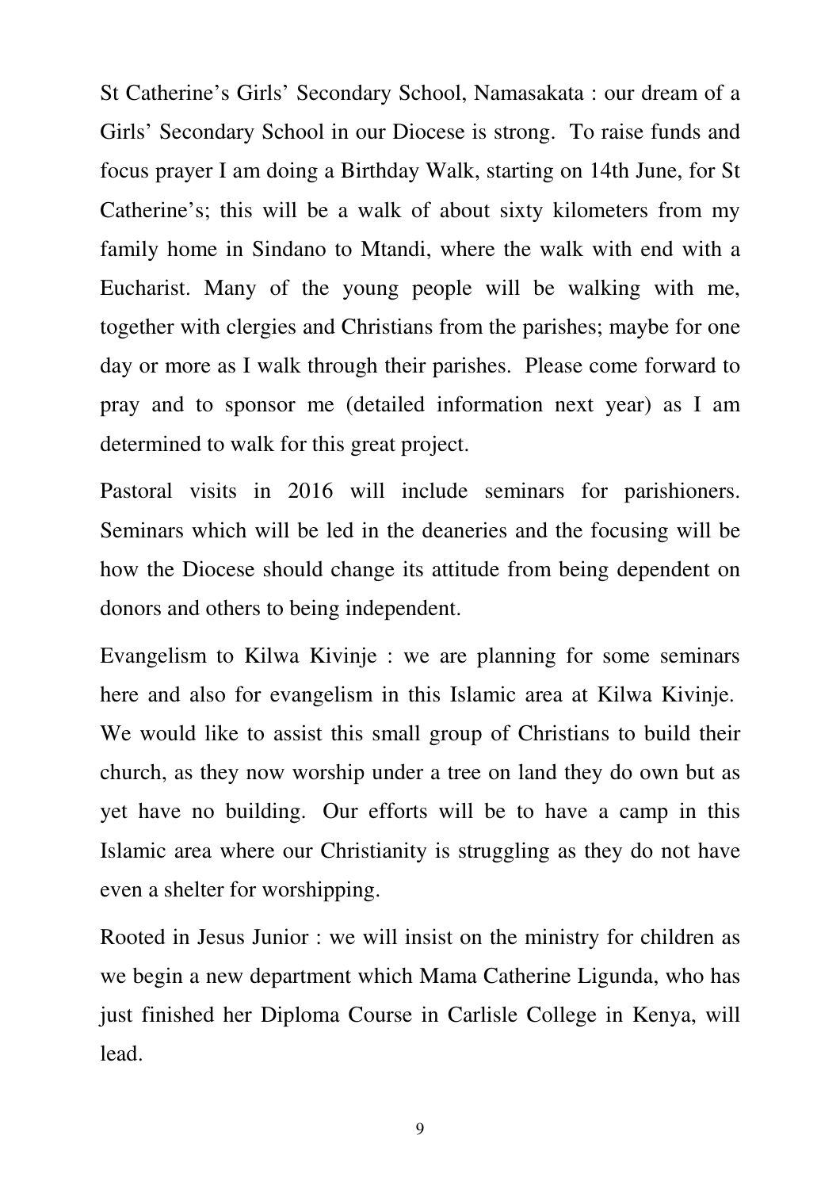St Catherine's Girls' Secondary School, Namasakata : our dream of a Girls' Secondary School in our Diocese is strong. To raise funds and focus prayer I am doing a Birthday Walk, starting on 14th June, for St Catherine's; this will be a walk of about sixty kilometers from my family home in Sindano to Mtandi, where the walk with end with a Eucharist. Many of the young people will be walking with me, together with clergies and Christians from the parishes; maybe for one day or more as I walk through their parishes. Please come forward to pray and to sponsor me (detailed information next year) as I am determined to walk for this great project.

Pastoral visits in 2016 will include seminars for parishioners. Seminars which will be led in the deaneries and the focusing will be how the Diocese should change its attitude from being dependent on donors and others to being independent.

Evangelism to Kilwa Kivinje : we are planning for some seminars here and also for evangelism in this Islamic area at Kilwa Kivinje. We would like to assist this small group of Christians to build their church, as they now worship under a tree on land they do own but as yet have no building. Our efforts will be to have a camp in this Islamic area where our Christianity is struggling as they do not have even a shelter for worshipping.

Rooted in Jesus Junior : we will insist on the ministry for children as we begin a new department which Mama Catherine Ligunda, who has just finished her Diploma Course in Carlisle College in Kenya, will lead.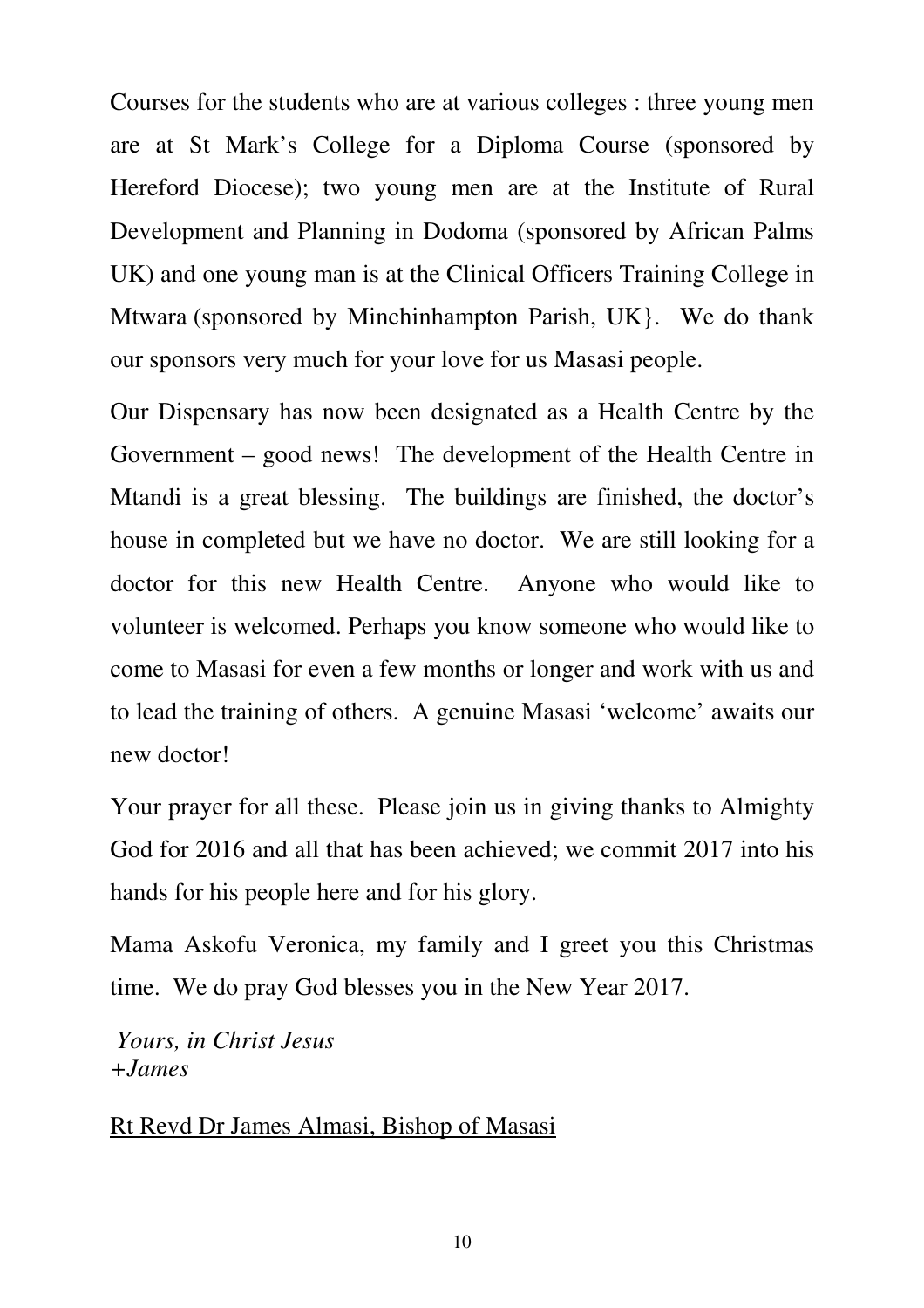Courses for the students who are at various colleges : three young men are at St Mark's College for a Diploma Course (sponsored by Hereford Diocese); two young men are at the Institute of Rural Development and Planning in Dodoma (sponsored by African Palms UK) and one young man is at the Clinical Officers Training College in Mtwara (sponsored by Minchinhampton Parish, UK}. We do thank our sponsors very much for your love for us Masasi people.

Our Dispensary has now been designated as a Health Centre by the Government – good news! The development of the Health Centre in Mtandi is a great blessing. The buildings are finished, the doctor's house in completed but we have no doctor. We are still looking for a doctor for this new Health Centre. Anyone who would like to volunteer is welcomed. Perhaps you know someone who would like to come to Masasi for even a few months or longer and work with us and to lead the training of others. A genuine Masasi 'welcome' awaits our new doctor!

Your prayer for all these. Please join us in giving thanks to Almighty God for 2016 and all that has been achieved; we commit 2017 into his hands for his people here and for his glory.

Mama Askofu Veronica, my family and I greet you this Christmas time. We do pray God blesses you in the New Year 2017.

*Yours, in Christ Jesus*
*+James*

<u>Rt Revd Dr James Almasi, Bishop of Masasi</u>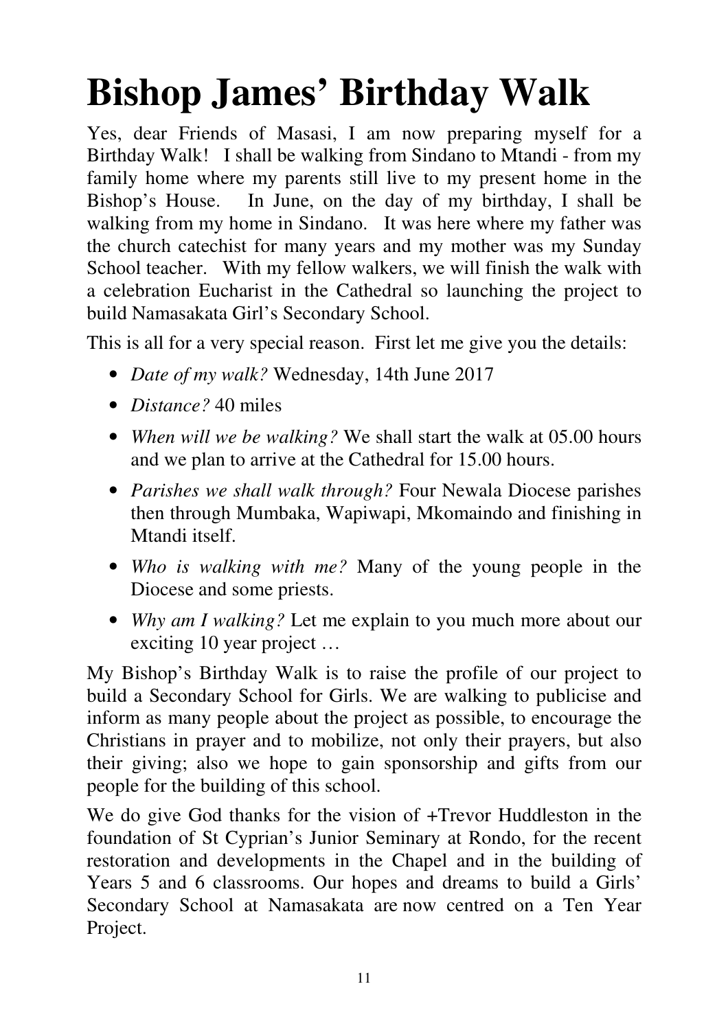# Bishop James' Birthday Walk

Yes, dear Friends of Masasi, I am now preparing myself for a Birthday Walk! I shall be walking from Sindano to Mtandi - from my family home where my parents still live to my present home in the Bishop's House. In June, on the day of my birthday, I shall be walking from my home in Sindano. It was here where my father was the church catechist for many years and my mother was my Sunday School teacher. With my fellow walkers, we will finish the walk with a celebration Eucharist in the Cathedral so launching the project to build Namasakata Girl's Secondary School.

This is all for a very special reason. First let me give you the details:

- *Date of my walk?* Wednesday, 14th June 2017
- *Distance?* 40 miles
- *When will we be walking?* We shall start the walk at 05.00 hours and we plan to arrive at the Cathedral for 15.00 hours.
- *Parishes we shall walk through?* Four Newala Diocese parishes then through Mumbaka, Wapiwapi, Mkomaindo and finishing in Mtandi itself.
- *Who is walking with me?* Many of the young people in the Diocese and some priests.
- *Why am I walking?* Let me explain to you much more about our exciting 10 year project …

My Bishop's Birthday Walk is to raise the profile of our project to build a Secondary School for Girls. We are walking to publicise and inform as many people about the project as possible, to encourage the Christians in prayer and to mobilize, not only their prayers, but also their giving; also we hope to gain sponsorship and gifts from our people for the building of this school.

We do give God thanks for the vision of +Trevor Huddleston in the foundation of St Cyprian's Junior Seminary at Rondo, for the recent restoration and developments in the Chapel and in the building of Years 5 and 6 classrooms. Our hopes and dreams to build a Girls' Secondary School at Namasakata are now centred on a Ten Year Project.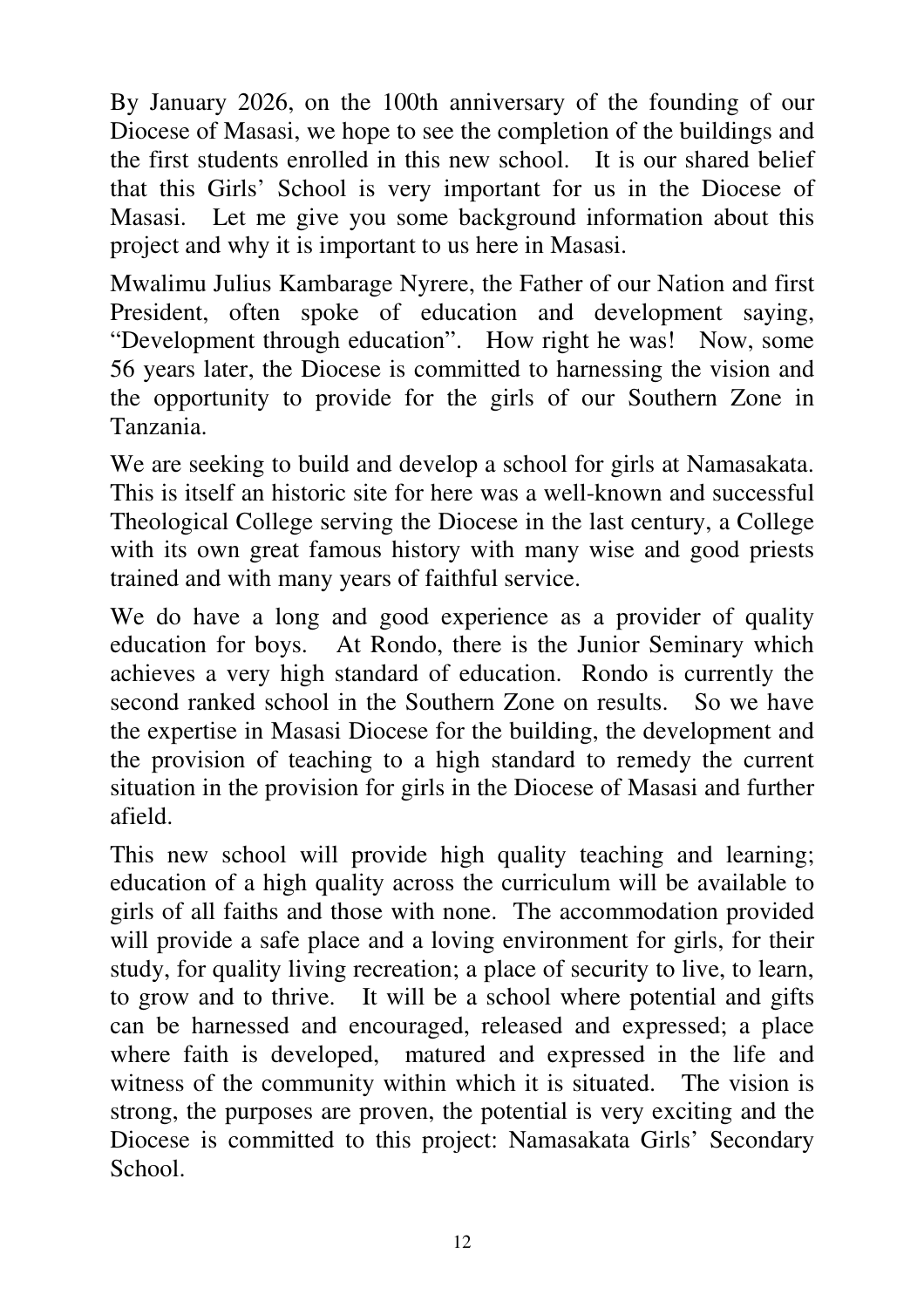By January 2026, on the 100th anniversary of the founding of our Diocese of Masasi, we hope to see the completion of the buildings and the first students enrolled in this new school. It is our shared belief that this Girls' School is very important for us in the Diocese of Masasi. Let me give you some background information about this project and why it is important to us here in Masasi.

Mwalimu Julius Kambarage Nyrere, the Father of our Nation and first President, often spoke of education and development saying, "Development through education". How right he was! Now, some 56 years later, the Diocese is committed to harnessing the vision and the opportunity to provide for the girls of our Southern Zone in Tanzania.

We are seeking to build and develop a school for girls at Namasakata. This is itself an historic site for here was a well-known and successful Theological College serving the Diocese in the last century, a College with its own great famous history with many wise and good priests trained and with many years of faithful service.

We do have a long and good experience as a provider of quality education for boys. At Rondo, there is the Junior Seminary which achieves a very high standard of education. Rondo is currently the second ranked school in the Southern Zone on results. So we have the expertise in Masasi Diocese for the building, the development and the provision of teaching to a high standard to remedy the current situation in the provision for girls in the Diocese of Masasi and further afield.

This new school will provide high quality teaching and learning; education of a high quality across the curriculum will be available to girls of all faiths and those with none. The accommodation provided will provide a safe place and a loving environment for girls, for their study, for quality living recreation; a place of security to live, to learn, to grow and to thrive. It will be a school where potential and gifts can be harnessed and encouraged, released and expressed; a place where faith is developed, matured and expressed in the life and witness of the community within which it is situated. The vision is strong, the purposes are proven, the potential is very exciting and the Diocese is committed to this project: Namasakata Girls' Secondary School.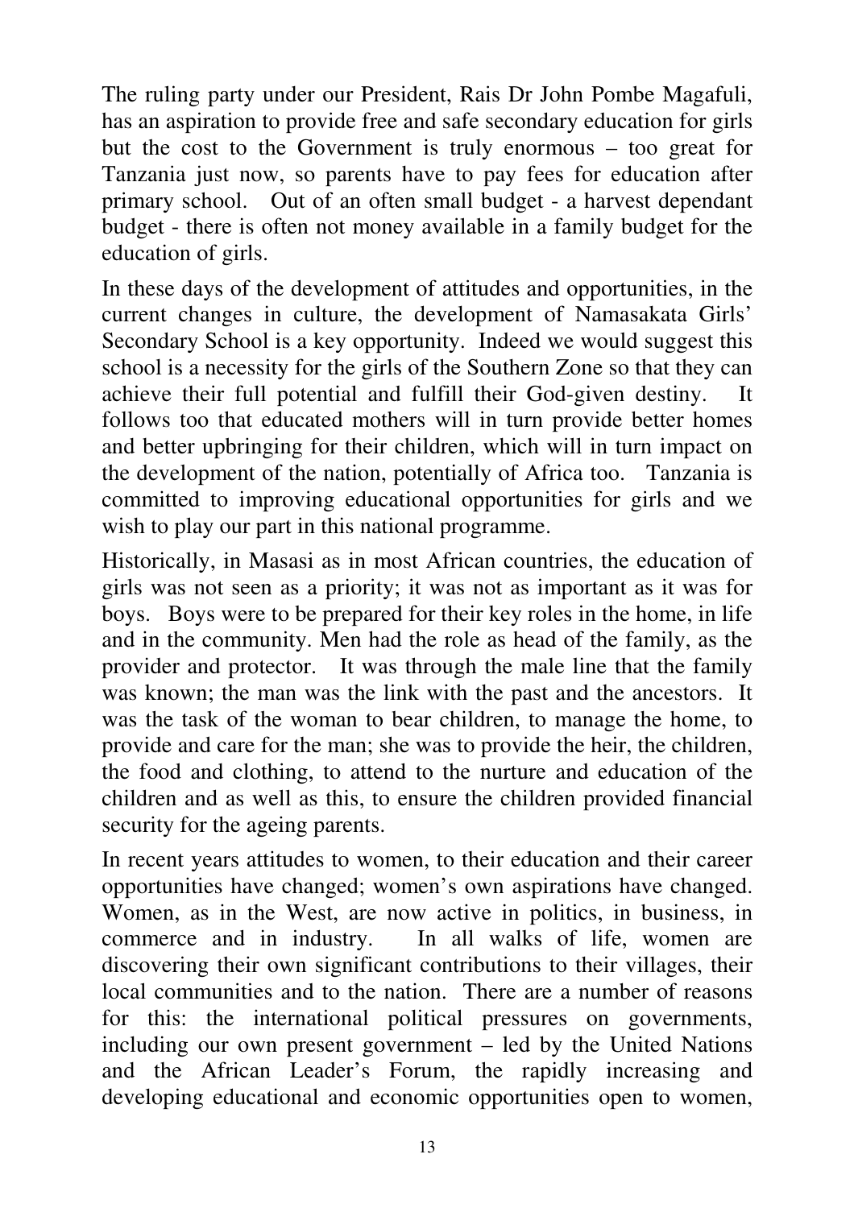The ruling party under our President, Rais Dr John Pombe Magafuli, has an aspiration to provide free and safe secondary education for girls but the cost to the Government is truly enormous – too great for Tanzania just now, so parents have to pay fees for education after primary school. Out of an often small budget - a harvest dependant budget - there is often not money available in a family budget for the education of girls.

In these days of the development of attitudes and opportunities, in the current changes in culture, the development of Namasakata Girls' Secondary School is a key opportunity. Indeed we would suggest this school is a necessity for the girls of the Southern Zone so that they can achieve their full potential and fulfill their God-given destiny. It follows too that educated mothers will in turn provide better homes and better upbringing for their children, which will in turn impact on the development of the nation, potentially of Africa too. Tanzania is committed to improving educational opportunities for girls and we wish to play our part in this national programme.

Historically, in Masasi as in most African countries, the education of girls was not seen as a priority; it was not as important as it was for boys. Boys were to be prepared for their key roles in the home, in life and in the community. Men had the role as head of the family, as the provider and protector. It was through the male line that the family was known; the man was the link with the past and the ancestors. It was the task of the woman to bear children, to manage the home, to provide and care for the man; she was to provide the heir, the children, the food and clothing, to attend to the nurture and education of the children and as well as this, to ensure the children provided financial security for the ageing parents.

In recent years attitudes to women, to their education and their career opportunities have changed; women's own aspirations have changed. Women, as in the West, are now active in politics, in business, in commerce and in industry. In all walks of life, women are discovering their own significant contributions to their villages, their local communities and to the nation. There are a number of reasons for this: the international political pressures on governments, including our own present government – led by the United Nations and the African Leader's Forum, the rapidly increasing and developing educational and economic opportunities open to women,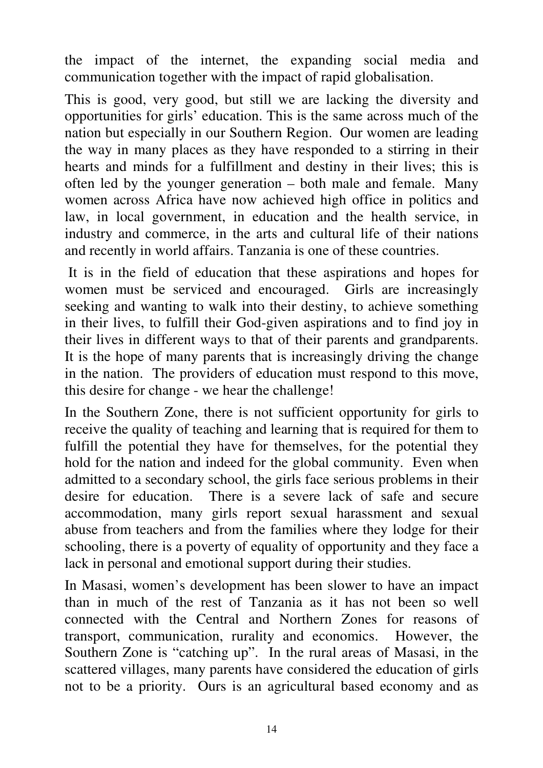the impact of the internet, the expanding social media and communication together with the impact of rapid globalisation.

This is good, very good, but still we are lacking the diversity and opportunities for girls' education. This is the same across much of the nation but especially in our Southern Region. Our women are leading the way in many places as they have responded to a stirring in their hearts and minds for a fulfillment and destiny in their lives; this is often led by the younger generation – both male and female. Many women across Africa have now achieved high office in politics and law, in local government, in education and the health service, in industry and commerce, in the arts and cultural life of their nations and recently in world affairs. Tanzania is one of these countries.

It is in the field of education that these aspirations and hopes for women must be serviced and encouraged. Girls are increasingly seeking and wanting to walk into their destiny, to achieve something in their lives, to fulfill their God-given aspirations and to find joy in their lives in different ways to that of their parents and grandparents. It is the hope of many parents that is increasingly driving the change in the nation. The providers of education must respond to this move, this desire for change - we hear the challenge!

In the Southern Zone, there is not sufficient opportunity for girls to receive the quality of teaching and learning that is required for them to fulfill the potential they have for themselves, for the potential they hold for the nation and indeed for the global community. Even when admitted to a secondary school, the girls face serious problems in their desire for education. There is a severe lack of safe and secure accommodation, many girls report sexual harassment and sexual abuse from teachers and from the families where they lodge for their schooling, there is a poverty of equality of opportunity and they face a lack in personal and emotional support during their studies.

In Masasi, women's development has been slower to have an impact than in much of the rest of Tanzania as it has not been so well connected with the Central and Northern Zones for reasons of transport, communication, rurality and economics. However, the Southern Zone is "catching up". In the rural areas of Masasi, in the scattered villages, many parents have considered the education of girls not to be a priority. Ours is an agricultural based economy and as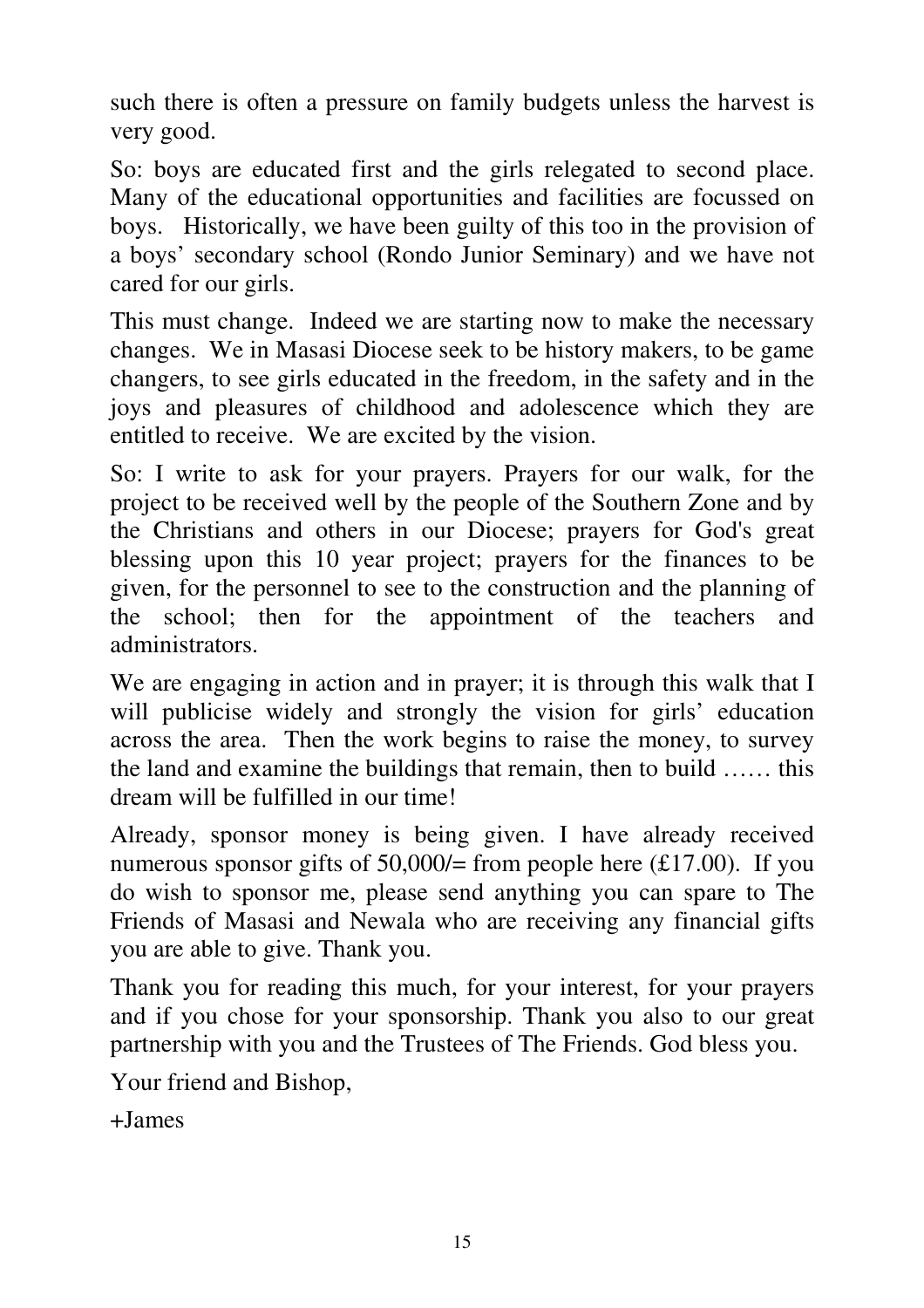such there is often a pressure on family budgets unless the harvest is very good.

So: boys are educated first and the girls relegated to second place. Many of the educational opportunities and facilities are focussed on boys. Historically, we have been guilty of this too in the provision of a boys' secondary school (Rondo Junior Seminary) and we have not cared for our girls.

This must change. Indeed we are starting now to make the necessary changes. We in Masasi Diocese seek to be history makers, to be game changers, to see girls educated in the freedom, in the safety and in the joys and pleasures of childhood and adolescence which they are entitled to receive. We are excited by the vision.

So: I write to ask for your prayers. Prayers for our walk, for the project to be received well by the people of the Southern Zone and by the Christians and others in our Diocese; prayers for God's great blessing upon this 10 year project; prayers for the finances to be given, for the personnel to see to the construction and the planning of the school; then for the appointment of the teachers and administrators.

We are engaging in action and in prayer; it is through this walk that I will publicise widely and strongly the vision for girls' education across the area. Then the work begins to raise the money, to survey the land and examine the buildings that remain, then to build …… this dream will be fulfilled in our time!

Already, sponsor money is being given. I have already received numerous sponsor gifts of 50,000/= from people here (£17.00). If you do wish to sponsor me, please send anything you can spare to The Friends of Masasi and Newala who are receiving any financial gifts you are able to give. Thank you.

Thank you for reading this much, for your interest, for your prayers and if you chose for your sponsorship. Thank you also to our great partnership with you and the Trustees of The Friends. God bless you.

Your friend and Bishop,

+James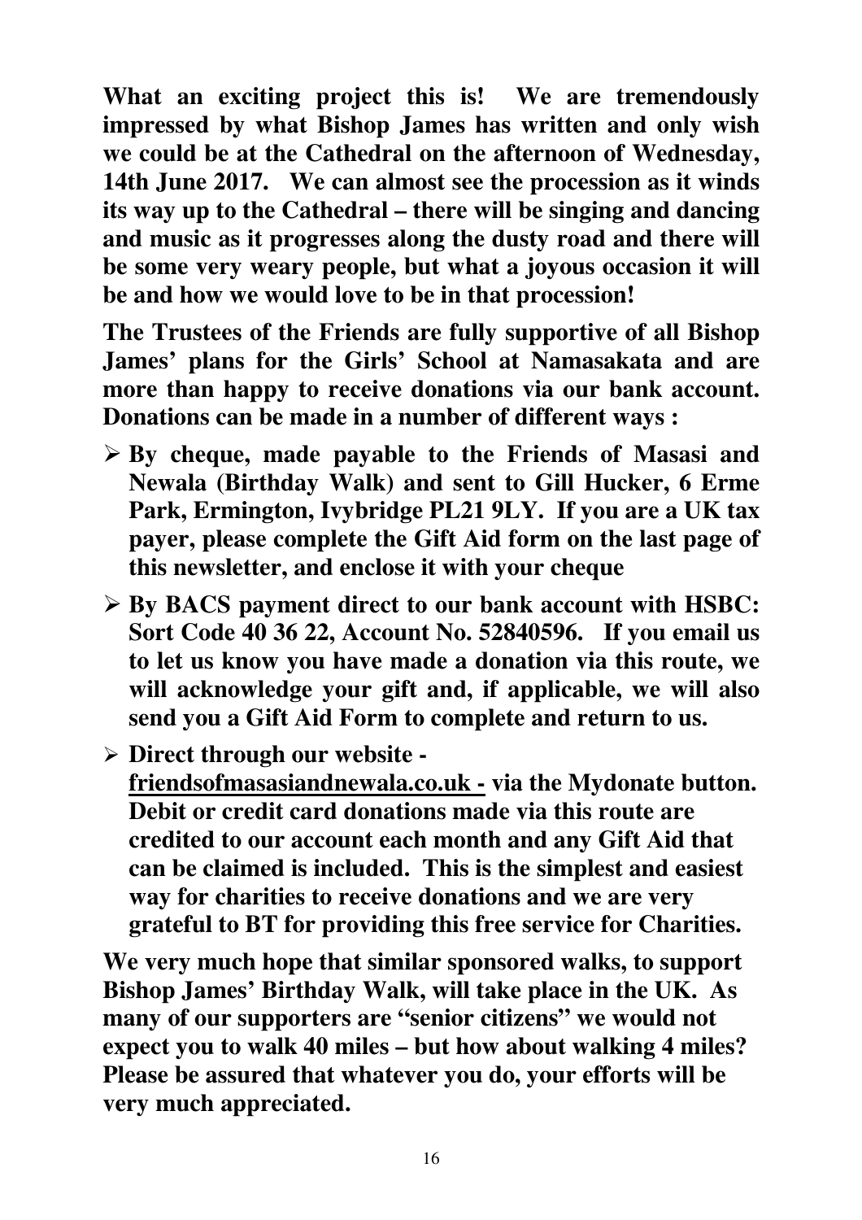**What an exciting project this is! We are tremendously impressed by what Bishop James has written and only wish we could be at the Cathedral on the afternoon of Wednesday, 14th June 2017. We can almost see the procession as it winds its way up to the Cathedral – there will be singing and dancing and music as it progresses along the dusty road and there will be some very weary people, but what a joyous occasion it will be and how we would love to be in that procession!**

**The Trustees of the Friends are fully supportive of all Bishop James' plans for the Girls' School at Namasakata and are more than happy to receive donations via our bank account. Donations can be made in a number of different ways :**

- **By cheque, made payable to the Friends of Masasi and Newala (Birthday Walk) and sent to Gill Hucker, 6 Erme Park, Ermington, Ivybridge PL21 9LY. If you are a UK tax payer, please complete the Gift Aid form on the last page of this newsletter, and enclose it with your cheque**
- **By BACS payment direct to our bank account with HSBC: Sort Code 40 36 22, Account No. 52840596. If you email us to let us know you have made a donation via this route, we will acknowledge your gift and, if applicable, we will also send you a Gift Aid Form to complete and return to us.**
- **Direct through our website - <u>friendsofmasasiandnewala.co.uk -</u> via the Mydonate button. Debit or credit card donations made via this route are credited to our account each month and any Gift Aid that can be claimed is included. This is the simplest and easiest way for charities to receive donations and we are very grateful to BT for providing this free service for Charities.**

**We very much hope that similar sponsored walks, to support Bishop James' Birthday Walk, will take place in the UK. As many of our supporters are "senior citizens" we would not expect you to walk 40 miles – but how about walking 4 miles? Please be assured that whatever you do, your efforts will be very much appreciated.**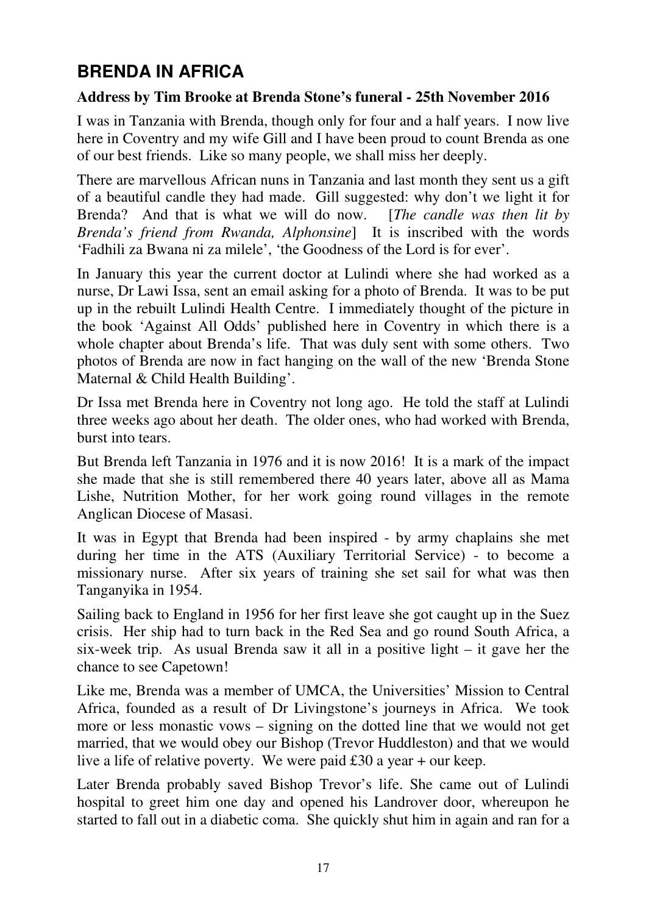## BRENDA IN AFRICA

**Address by Tim Brooke at Brenda Stone's funeral - 25th November 2016**

I was in Tanzania with Brenda, though only for four and a half years. I now live here in Coventry and my wife Gill and I have been proud to count Brenda as one of our best friends. Like so many people, we shall miss her deeply.

There are marvellous African nuns in Tanzania and last month they sent us a gift of a beautiful candle they had made. Gill suggested: why don't we light it for Brenda? And that is what we will do now. [*The candle was then lit by Brenda's friend from Rwanda, Alphonsine*] It is inscribed with the words 'Fadhili za Bwana ni za milele', 'the Goodness of the Lord is for ever'.

In January this year the current doctor at Lulindi where she had worked as a nurse, Dr Lawi Issa, sent an email asking for a photo of Brenda. It was to be put up in the rebuilt Lulindi Health Centre. I immediately thought of the picture in the book 'Against All Odds' published here in Coventry in which there is a whole chapter about Brenda's life. That was duly sent with some others. Two photos of Brenda are now in fact hanging on the wall of the new 'Brenda Stone Maternal & Child Health Building'.

Dr Issa met Brenda here in Coventry not long ago. He told the staff at Lulindi three weeks ago about her death. The older ones, who had worked with Brenda, burst into tears.

But Brenda left Tanzania in 1976 and it is now 2016! It is a mark of the impact she made that she is still remembered there 40 years later, above all as Mama Lishe, Nutrition Mother, for her work going round villages in the remote Anglican Diocese of Masasi.

It was in Egypt that Brenda had been inspired - by army chaplains she met during her time in the ATS (Auxiliary Territorial Service) - to become a missionary nurse. After six years of training she set sail for what was then Tanganyika in 1954.

Sailing back to England in 1956 for her first leave she got caught up in the Suez crisis. Her ship had to turn back in the Red Sea and go round South Africa, a six-week trip. As usual Brenda saw it all in a positive light – it gave her the chance to see Capetown!

Like me, Brenda was a member of UMCA, the Universities' Mission to Central Africa, founded as a result of Dr Livingstone's journeys in Africa. We took more or less monastic vows – signing on the dotted line that we would not get married, that we would obey our Bishop (Trevor Huddleston) and that we would live a life of relative poverty. We were paid £30 a year + our keep.

Later Brenda probably saved Bishop Trevor's life. She came out of Lulindi hospital to greet him one day and opened his Landrover door, whereupon he started to fall out in a diabetic coma. She quickly shut him in again and ran for a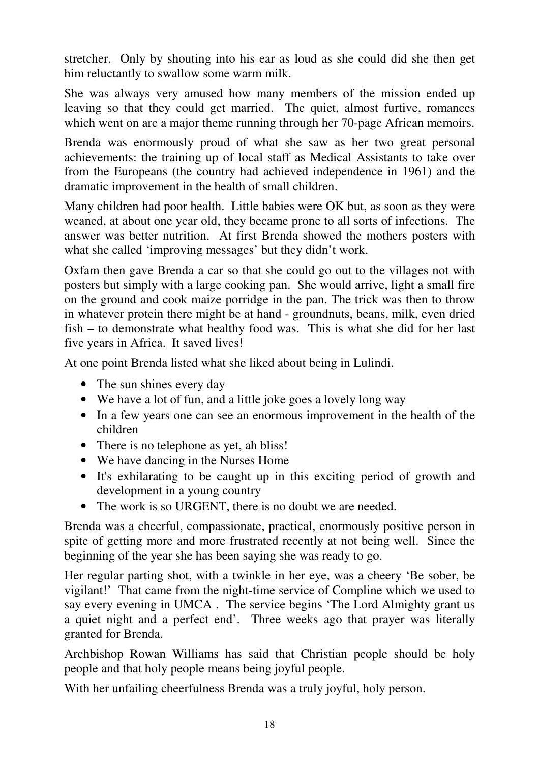stretcher. Only by shouting into his ear as loud as she could did she then get him reluctantly to swallow some warm milk.

She was always very amused how many members of the mission ended up leaving so that they could get married. The quiet, almost furtive, romances which went on are a major theme running through her 70-page African memoirs.

Brenda was enormously proud of what she saw as her two great personal achievements: the training up of local staff as Medical Assistants to take over from the Europeans (the country had achieved independence in 1961) and the dramatic improvement in the health of small children.

Many children had poor health. Little babies were OK but, as soon as they were weaned, at about one year old, they became prone to all sorts of infections. The answer was better nutrition. At first Brenda showed the mothers posters with what she called 'improving messages' but they didn't work.

Oxfam then gave Brenda a car so that she could go out to the villages not with posters but simply with a large cooking pan. She would arrive, light a small fire on the ground and cook maize porridge in the pan. The trick was then to throw in whatever protein there might be at hand - groundnuts, beans, milk, even dried fish – to demonstrate what healthy food was. This is what she did for her last five years in Africa. It saved lives!

At one point Brenda listed what she liked about being in Lulindi.

- The sun shines every day
- We have a lot of fun, and a little joke goes a lovely long way
- In a few years one can see an enormous improvement in the health of the children
- There is no telephone as yet, ah bliss!
- We have dancing in the Nurses Home
- It's exhilarating to be caught up in this exciting period of growth and development in a young country
- The work is so URGENT, there is no doubt we are needed.

Brenda was a cheerful, compassionate, practical, enormously positive person in spite of getting more and more frustrated recently at not being well. Since the beginning of the year she has been saying she was ready to go.

Her regular parting shot, with a twinkle in her eye, was a cheery 'Be sober, be vigilant!' That came from the night-time service of Compline which we used to say every evening in UMCA . The service begins 'The Lord Almighty grant us a quiet night and a perfect end'. Three weeks ago that prayer was literally granted for Brenda.

Archbishop Rowan Williams has said that Christian people should be holy people and that holy people means being joyful people.

With her unfailing cheerfulness Brenda was a truly joyful, holy person.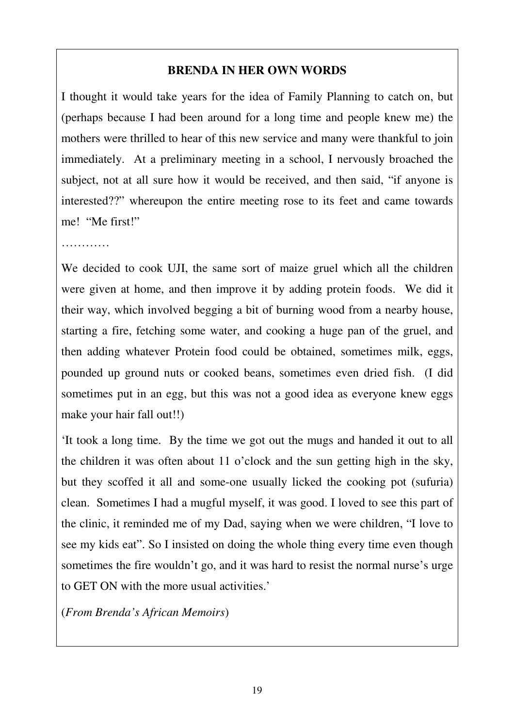### BRENDA IN HER OWN WORDS

I thought it would take years for the idea of Family Planning to catch on, but (perhaps because I had been around for a long time and people knew me) the mothers were thrilled to hear of this new service and many were thankful to join immediately. At a preliminary meeting in a school, I nervously broached the subject, not at all sure how it would be received, and then said, "if anyone is interested??" whereupon the entire meeting rose to its feet and came towards me! "Me first!"

…………

We decided to cook UJI, the same sort of maize gruel which all the children were given at home, and then improve it by adding protein foods. We did it their way, which involved begging a bit of burning wood from a nearby house, starting a fire, fetching some water, and cooking a huge pan of the gruel, and then adding whatever Protein food could be obtained, sometimes milk, eggs, pounded up ground nuts or cooked beans, sometimes even dried fish. (I did sometimes put in an egg, but this was not a good idea as everyone knew eggs make your hair fall out!!)

'It took a long time. By the time we got out the mugs and handed it out to all the children it was often about 11 o'clock and the sun getting high in the sky, but they scoffed it all and some-one usually licked the cooking pot (sufuria) clean. Sometimes I had a mugful myself, it was good. I loved to see this part of the clinic, it reminded me of my Dad, saying when we were children, "I love to see my kids eat". So I insisted on doing the whole thing every time even though sometimes the fire wouldn't go, and it was hard to resist the normal nurse's urge to GET ON with the more usual activities.'

(*From Brenda's African Memoirs*)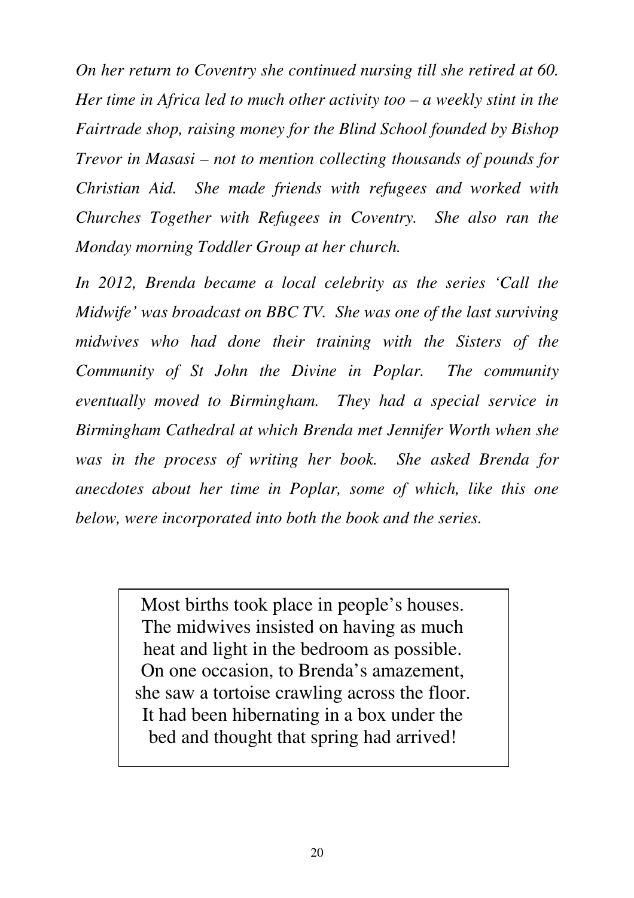*On her return to Coventry she continued nursing till she retired at 60. Her time in Africa led to much other activity too – a weekly stint in the Fairtrade shop, raising money for the Blind School founded by Bishop Trevor in Masasi – not to mention collecting thousands of pounds for Christian Aid. She made friends with refugees and worked with Churches Together with Refugees in Coventry. She also ran the Monday morning Toddler Group at her church.*

*In 2012, Brenda became a local celebrity as the series 'Call the Midwife' was broadcast on BBC TV. She was one of the last surviving midwives who had done their training with the Sisters of the Community of St John the Divine in Poplar. The community eventually moved to Birmingham. They had a special service in Birmingham Cathedral at which Brenda met Jennifer Worth when she was in the process of writing her book. She asked Brenda for anecdotes about her time in Poplar, some of which, like this one below, were incorporated into both the book and the series.*

> Most births took place in people's houses. The midwives insisted on having as much heat and light in the bedroom as possible. On one occasion, to Brenda's amazement, she saw a tortoise crawling across the floor. It had been hibernating in a box under the bed and thought that spring had arrived!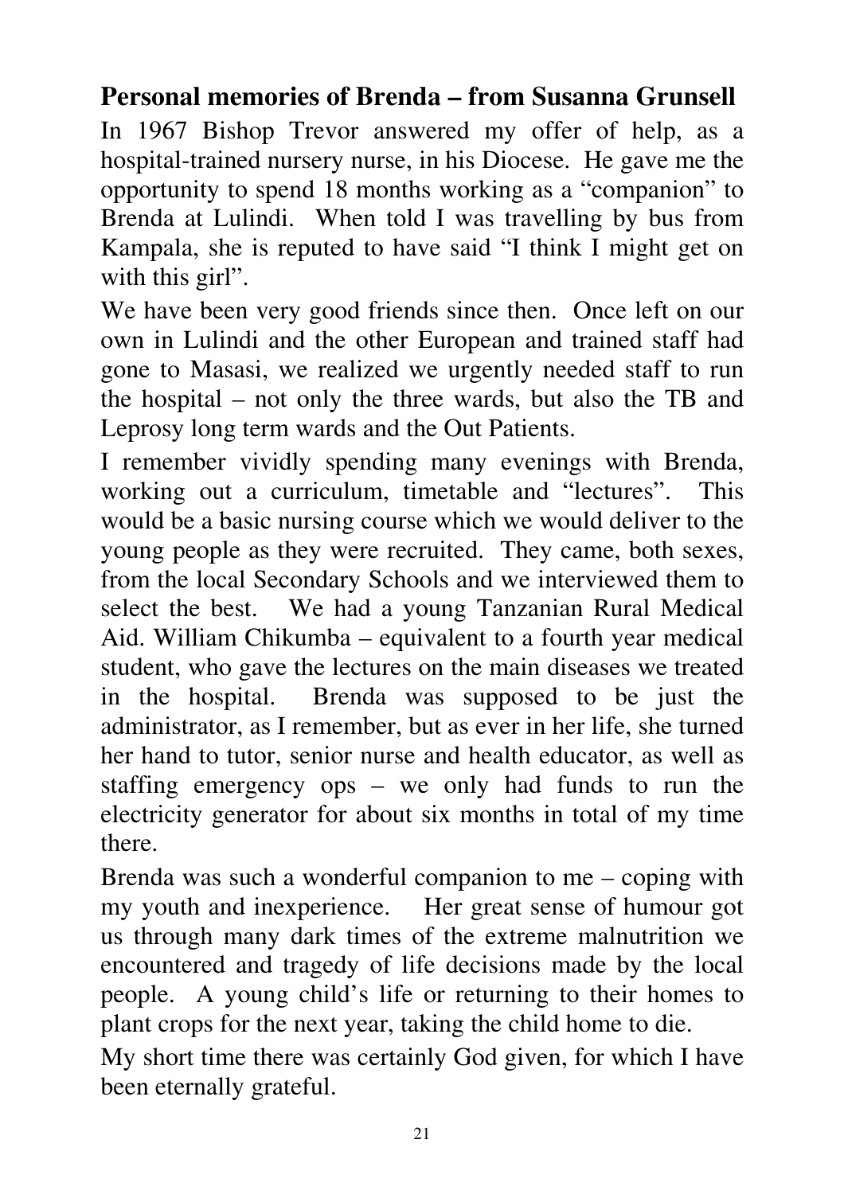## Personal memories of Brenda – from Susanna Grunsell

In 1967 Bishop Trevor answered my offer of help, as a hospital-trained nursery nurse, in his Diocese. He gave me the opportunity to spend 18 months working as a "companion" to Brenda at Lulindi. When told I was travelling by bus from Kampala, she is reputed to have said "I think I might get on with this girl".

We have been very good friends since then. Once left on our own in Lulindi and the other European and trained staff had gone to Masasi, we realized we urgently needed staff to run the hospital – not only the three wards, but also the TB and Leprosy long term wards and the Out Patients.

I remember vividly spending many evenings with Brenda, working out a curriculum, timetable and "lectures". This would be a basic nursing course which we would deliver to the young people as they were recruited. They came, both sexes, from the local Secondary Schools and we interviewed them to select the best. We had a young Tanzanian Rural Medical Aid. William Chikumba – equivalent to a fourth year medical student, who gave the lectures on the main diseases we treated in the hospital. Brenda was supposed to be just the administrator, as I remember, but as ever in her life, she turned her hand to tutor, senior nurse and health educator, as well as staffing emergency ops – we only had funds to run the electricity generator for about six months in total of my time there.

Brenda was such a wonderful companion to me – coping with my youth and inexperience. Her great sense of humour got us through many dark times of the extreme malnutrition we encountered and tragedy of life decisions made by the local people. A young child's life or returning to their homes to plant crops for the next year, taking the child home to die.

My short time there was certainly God given, for which I have been eternally grateful.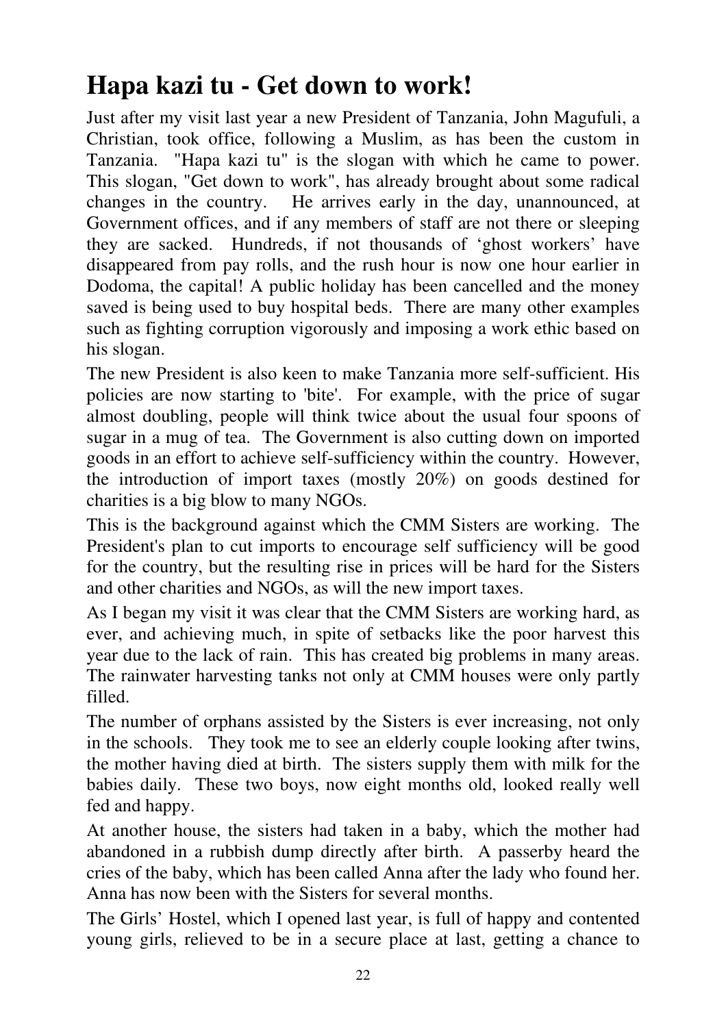# Hapa kazi tu - Get down to work!

Just after my visit last year a new President of Tanzania, John Magufuli, a Christian, took office, following a Muslim, as has been the custom in Tanzania. "Hapa kazi tu" is the slogan with which he came to power. This slogan, "Get down to work", has already brought about some radical changes in the country. He arrives early in the day, unannounced, at Government offices, and if any members of staff are not there or sleeping they are sacked. Hundreds, if not thousands of 'ghost workers' have disappeared from pay rolls, and the rush hour is now one hour earlier in Dodoma, the capital! A public holiday has been cancelled and the money saved is being used to buy hospital beds. There are many other examples such as fighting corruption vigorously and imposing a work ethic based on his slogan.

The new President is also keen to make Tanzania more self-sufficient. His policies are now starting to 'bite'. For example, with the price of sugar almost doubling, people will think twice about the usual four spoons of sugar in a mug of tea. The Government is also cutting down on imported goods in an effort to achieve self-sufficiency within the country. However, the introduction of import taxes (mostly 20%) on goods destined for charities is a big blow to many NGOs.

This is the background against which the CMM Sisters are working. The President's plan to cut imports to encourage self sufficiency will be good for the country, but the resulting rise in prices will be hard for the Sisters and other charities and NGOs, as will the new import taxes.

As I began my visit it was clear that the CMM Sisters are working hard, as ever, and achieving much, in spite of setbacks like the poor harvest this year due to the lack of rain. This has created big problems in many areas. The rainwater harvesting tanks not only at CMM houses were only partly filled.

The number of orphans assisted by the Sisters is ever increasing, not only in the schools. They took me to see an elderly couple looking after twins, the mother having died at birth. The sisters supply them with milk for the babies daily. These two boys, now eight months old, looked really well fed and happy.

At another house, the sisters had taken in a baby, which the mother had abandoned in a rubbish dump directly after birth. A passerby heard the cries of the baby, which has been called Anna after the lady who found her. Anna has now been with the Sisters for several months.

The Girls' Hostel, which I opened last year, is full of happy and contented young girls, relieved to be in a secure place at last, getting a chance to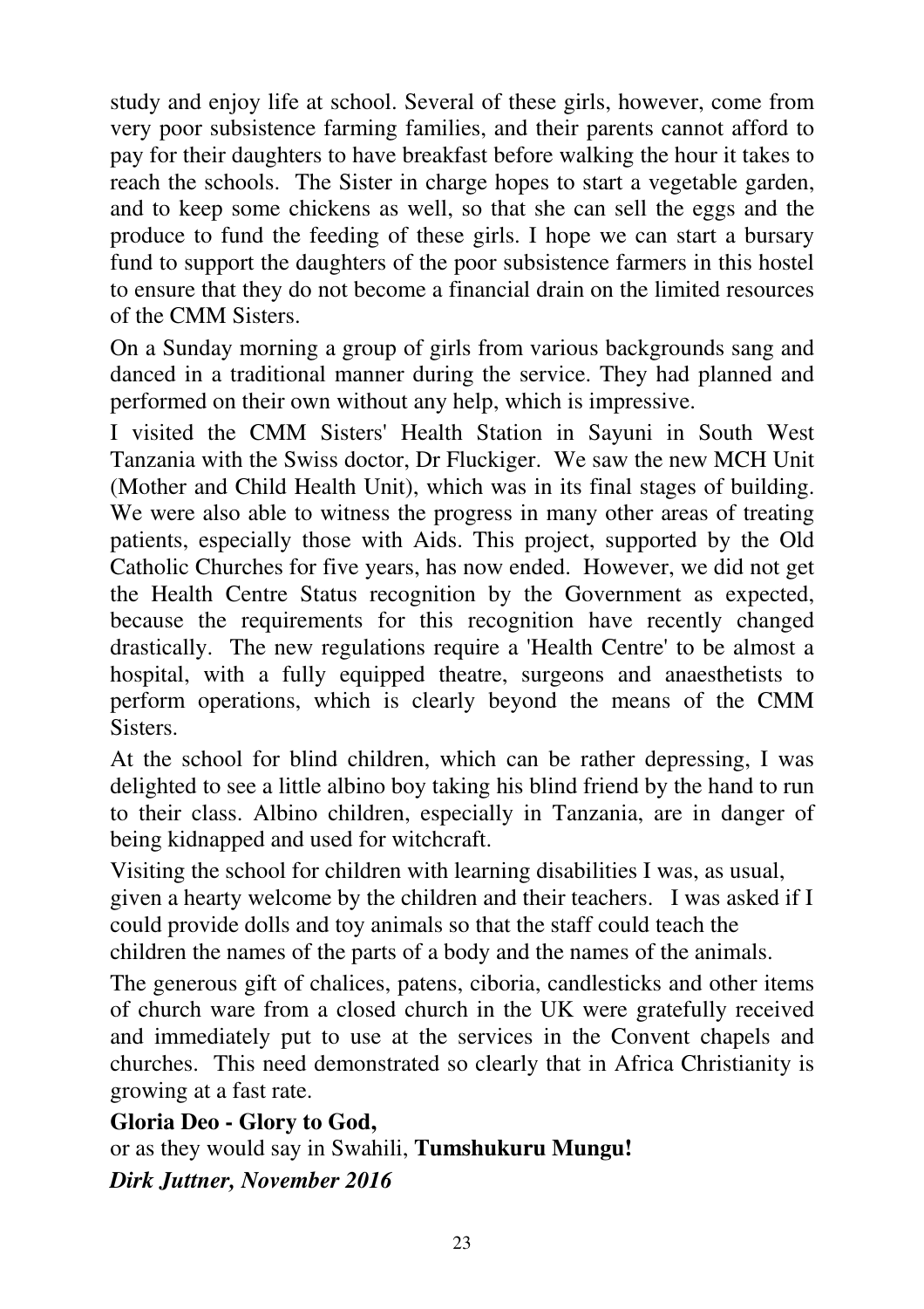study and enjoy life at school. Several of these girls, however, come from very poor subsistence farming families, and their parents cannot afford to pay for their daughters to have breakfast before walking the hour it takes to reach the schools. The Sister in charge hopes to start a vegetable garden, and to keep some chickens as well, so that she can sell the eggs and the produce to fund the feeding of these girls. I hope we can start a bursary fund to support the daughters of the poor subsistence farmers in this hostel to ensure that they do not become a financial drain on the limited resources of the CMM Sisters.

On a Sunday morning a group of girls from various backgrounds sang and danced in a traditional manner during the service. They had planned and performed on their own without any help, which is impressive.

I visited the CMM Sisters' Health Station in Sayuni in South West Tanzania with the Swiss doctor, Dr Fluckiger. We saw the new MCH Unit (Mother and Child Health Unit), which was in its final stages of building. We were also able to witness the progress in many other areas of treating patients, especially those with Aids. This project, supported by the Old Catholic Churches for five years, has now ended. However, we did not get the Health Centre Status recognition by the Government as expected, because the requirements for this recognition have recently changed drastically. The new regulations require a 'Health Centre' to be almost a hospital, with a fully equipped theatre, surgeons and anaesthetists to perform operations, which is clearly beyond the means of the CMM Sisters.

At the school for blind children, which can be rather depressing, I was delighted to see a little albino boy taking his blind friend by the hand to run to their class. Albino children, especially in Tanzania, are in danger of being kidnapped and used for witchcraft.

Visiting the school for children with learning disabilities I was, as usual, given a hearty welcome by the children and their teachers. I was asked if I could provide dolls and toy animals so that the staff could teach the children the names of the parts of a body and the names of the animals.

The generous gift of chalices, patens, ciboria, candlesticks and other items of church ware from a closed church in the UK were gratefully received and immediately put to use at the services in the Convent chapels and churches. This need demonstrated so clearly that in Africa Christianity is growing at a fast rate.

**Gloria Deo - Glory to God,**
or as they would say in Swahili, **Tumshukuru Mungu!**

***Dirk Juttner, November 2016***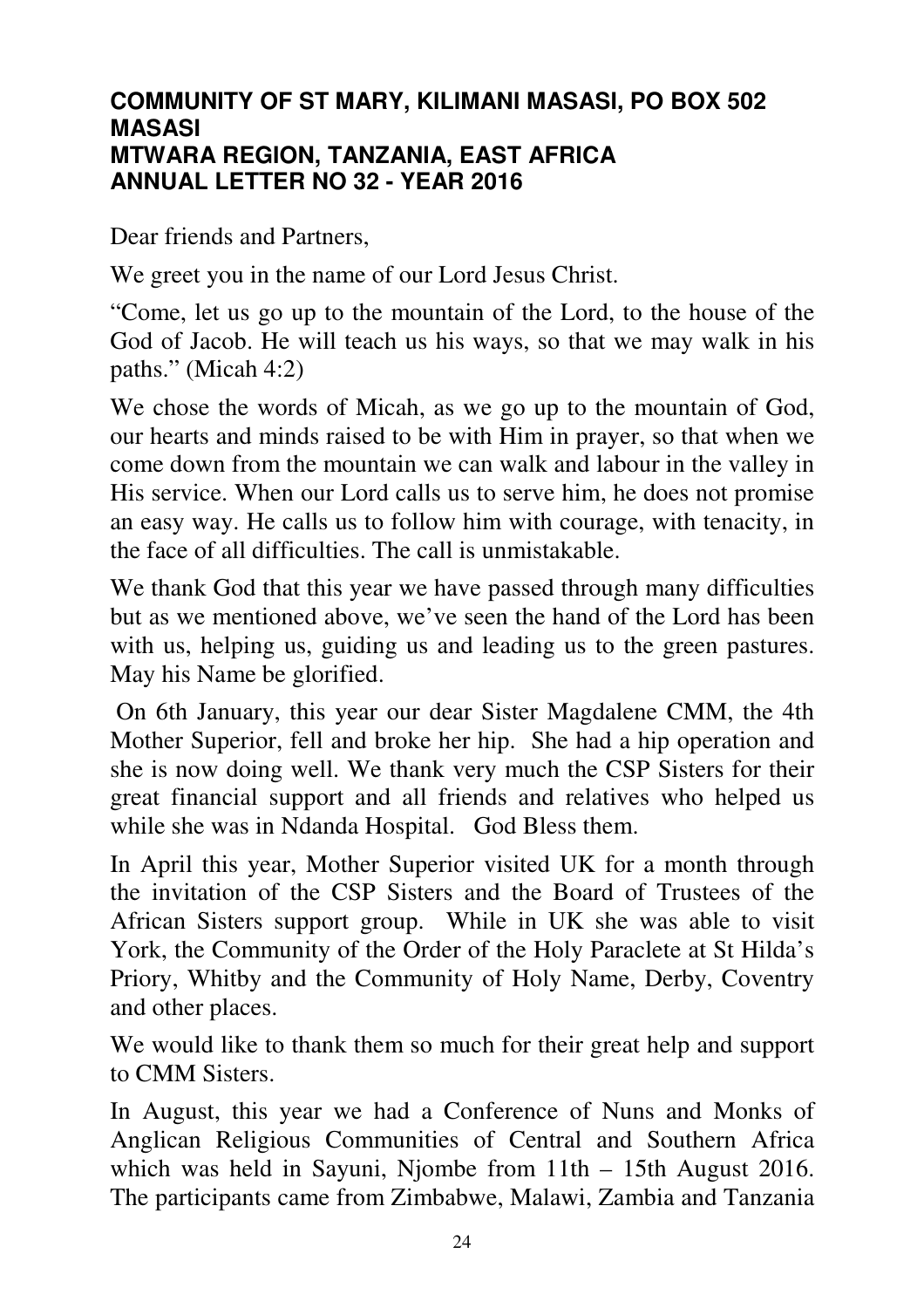**COMMUNITY OF ST MARY, KILIMANI MASASI, PO BOX 502 MASASI**
**MTWARA REGION, TANZANIA, EAST AFRICA**
**ANNUAL LETTER NO 32 - YEAR 2016**

Dear friends and Partners,

We greet you in the name of our Lord Jesus Christ.

"Come, let us go up to the mountain of the Lord, to the house of the God of Jacob. He will teach us his ways, so that we may walk in his paths." (Micah 4:2)

We chose the words of Micah, as we go up to the mountain of God, our hearts and minds raised to be with Him in prayer, so that when we come down from the mountain we can walk and labour in the valley in His service. When our Lord calls us to serve him, he does not promise an easy way. He calls us to follow him with courage, with tenacity, in the face of all difficulties. The call is unmistakable.

We thank God that this year we have passed through many difficulties but as we mentioned above, we've seen the hand of the Lord has been with us, helping us, guiding us and leading us to the green pastures. May his Name be glorified.

On 6th January, this year our dear Sister Magdalene CMM, the 4th Mother Superior, fell and broke her hip. She had a hip operation and she is now doing well. We thank very much the CSP Sisters for their great financial support and all friends and relatives who helped us while she was in Ndanda Hospital. God Bless them.

In April this year, Mother Superior visited UK for a month through the invitation of the CSP Sisters and the Board of Trustees of the African Sisters support group. While in UK she was able to visit York, the Community of the Order of the Holy Paraclete at St Hilda's Priory, Whitby and the Community of Holy Name, Derby, Coventry and other places.

We would like to thank them so much for their great help and support to CMM Sisters.

In August, this year we had a Conference of Nuns and Monks of Anglican Religious Communities of Central and Southern Africa which was held in Sayuni, Njombe from 11th – 15th August 2016. The participants came from Zimbabwe, Malawi, Zambia and Tanzania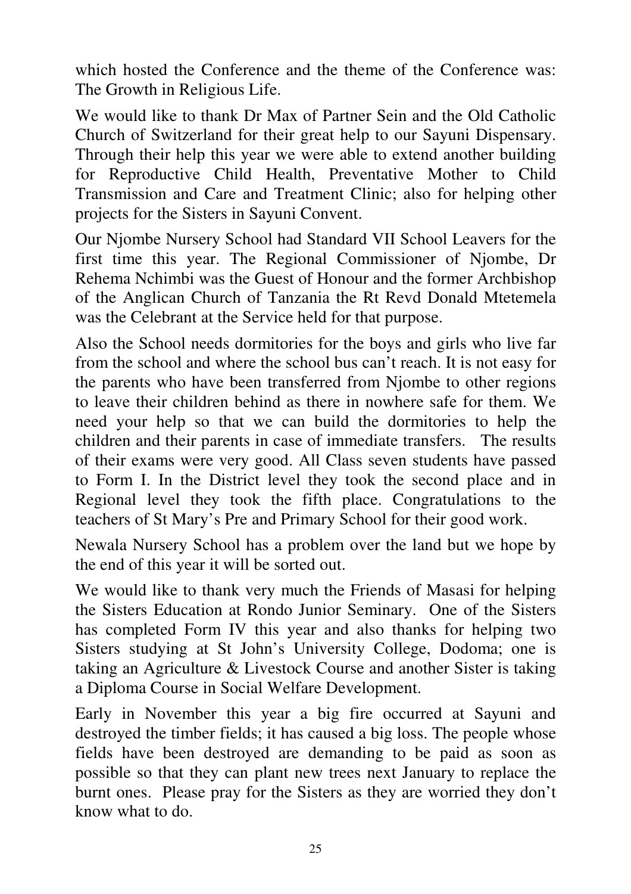which hosted the Conference and the theme of the Conference was: The Growth in Religious Life.

We would like to thank Dr Max of Partner Sein and the Old Catholic Church of Switzerland for their great help to our Sayuni Dispensary. Through their help this year we were able to extend another building for Reproductive Child Health, Preventative Mother to Child Transmission and Care and Treatment Clinic; also for helping other projects for the Sisters in Sayuni Convent.

Our Njombe Nursery School had Standard VII School Leavers for the first time this year. The Regional Commissioner of Njombe, Dr Rehema Nchimbi was the Guest of Honour and the former Archbishop of the Anglican Church of Tanzania the Rt Revd Donald Mtetemela was the Celebrant at the Service held for that purpose.

Also the School needs dormitories for the boys and girls who live far from the school and where the school bus can't reach. It is not easy for the parents who have been transferred from Njombe to other regions to leave their children behind as there in nowhere safe for them. We need your help so that we can build the dormitories to help the children and their parents in case of immediate transfers. The results of their exams were very good. All Class seven students have passed to Form I. In the District level they took the second place and in Regional level they took the fifth place. Congratulations to the teachers of St Mary's Pre and Primary School for their good work.

Newala Nursery School has a problem over the land but we hope by the end of this year it will be sorted out.

We would like to thank very much the Friends of Masasi for helping the Sisters Education at Rondo Junior Seminary. One of the Sisters has completed Form IV this year and also thanks for helping two Sisters studying at St John's University College, Dodoma; one is taking an Agriculture & Livestock Course and another Sister is taking a Diploma Course in Social Welfare Development.

Early in November this year a big fire occurred at Sayuni and destroyed the timber fields; it has caused a big loss. The people whose fields have been destroyed are demanding to be paid as soon as possible so that they can plant new trees next January to replace the burnt ones. Please pray for the Sisters as they are worried they don't know what to do.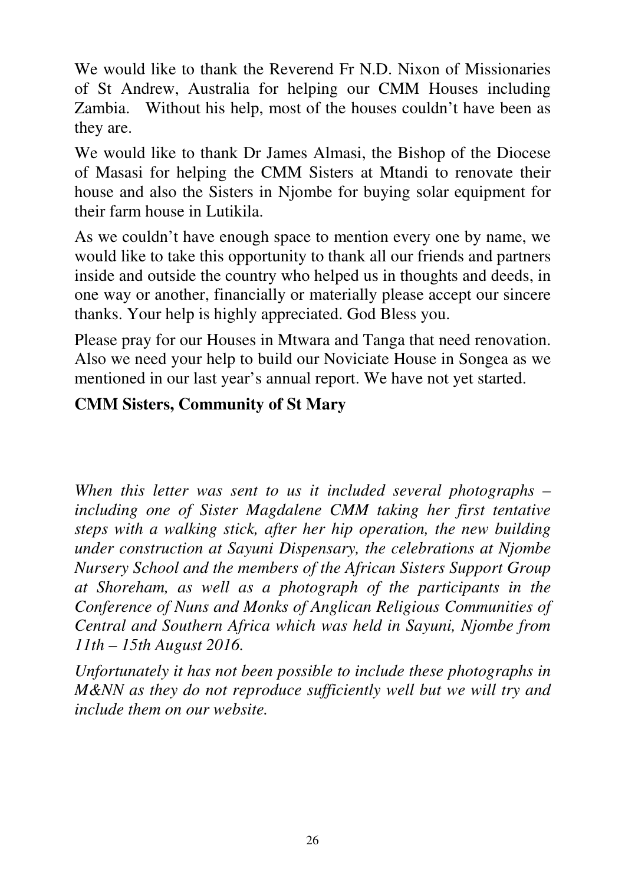We would like to thank the Reverend Fr N.D. Nixon of Missionaries of St Andrew, Australia for helping our CMM Houses including Zambia. Without his help, most of the houses couldn't have been as they are.

We would like to thank Dr James Almasi, the Bishop of the Diocese of Masasi for helping the CMM Sisters at Mtandi to renovate their house and also the Sisters in Njombe for buying solar equipment for their farm house in Lutikila.

As we couldn't have enough space to mention every one by name, we would like to take this opportunity to thank all our friends and partners inside and outside the country who helped us in thoughts and deeds, in one way or another, financially or materially please accept our sincere thanks. Your help is highly appreciated. God Bless you.

Please pray for our Houses in Mtwara and Tanga that need renovation. Also we need your help to build our Noviciate House in Songea as we mentioned in our last year's annual report. We have not yet started.

**CMM Sisters, Community of St Mary**

*When this letter was sent to us it included several photographs – including one of Sister Magdalene CMM taking her first tentative steps with a walking stick, after her hip operation, the new building under construction at Sayuni Dispensary, the celebrations at Njombe Nursery School and the members of the African Sisters Support Group at Shoreham, as well as a photograph of the participants in the Conference of Nuns and Monks of Anglican Religious Communities of Central and Southern Africa which was held in Sayuni, Njombe from 11th – 15th August 2016.*

*Unfortunately it has not been possible to include these photographs in M&NN as they do not reproduce sufficiently well but we will try and include them on our website.*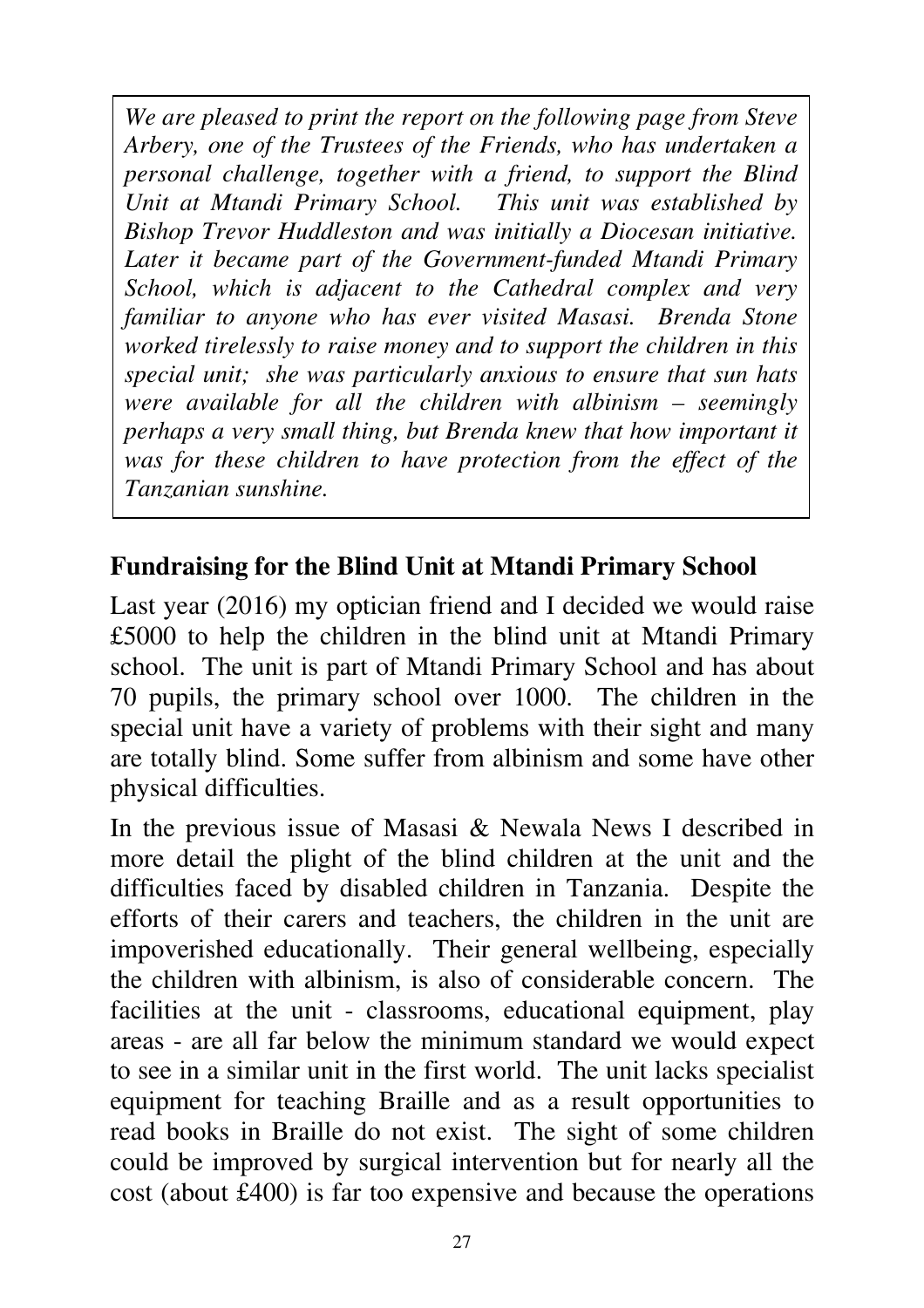*We are pleased to print the report on the following page from Steve Arbery, one of the Trustees of the Friends, who has undertaken a personal challenge, together with a friend, to support the Blind Unit at Mtandi Primary School. This unit was established by Bishop Trevor Huddleston and was initially a Diocesan initiative. Later it became part of the Government-funded Mtandi Primary School, which is adjacent to the Cathedral complex and very familiar to anyone who has ever visited Masasi. Brenda Stone worked tirelessly to raise money and to support the children in this special unit; she was particularly anxious to ensure that sun hats were available for all the children with albinism – seemingly perhaps a very small thing, but Brenda knew that how important it was for these children to have protection from the effect of the Tanzanian sunshine.*

## Fundraising for the Blind Unit at Mtandi Primary School

Last year (2016) my optician friend and I decided we would raise £5000 to help the children in the blind unit at Mtandi Primary school. The unit is part of Mtandi Primary School and has about 70 pupils, the primary school over 1000. The children in the special unit have a variety of problems with their sight and many are totally blind. Some suffer from albinism and some have other physical difficulties.

In the previous issue of Masasi & Newala News I described in more detail the plight of the blind children at the unit and the difficulties faced by disabled children in Tanzania. Despite the efforts of their carers and teachers, the children in the unit are impoverished educationally. Their general wellbeing, especially the children with albinism, is also of considerable concern. The facilities at the unit - classrooms, educational equipment, play areas - are all far below the minimum standard we would expect to see in a similar unit in the first world. The unit lacks specialist equipment for teaching Braille and as a result opportunities to read books in Braille do not exist. The sight of some children could be improved by surgical intervention but for nearly all the cost (about £400) is far too expensive and because the operations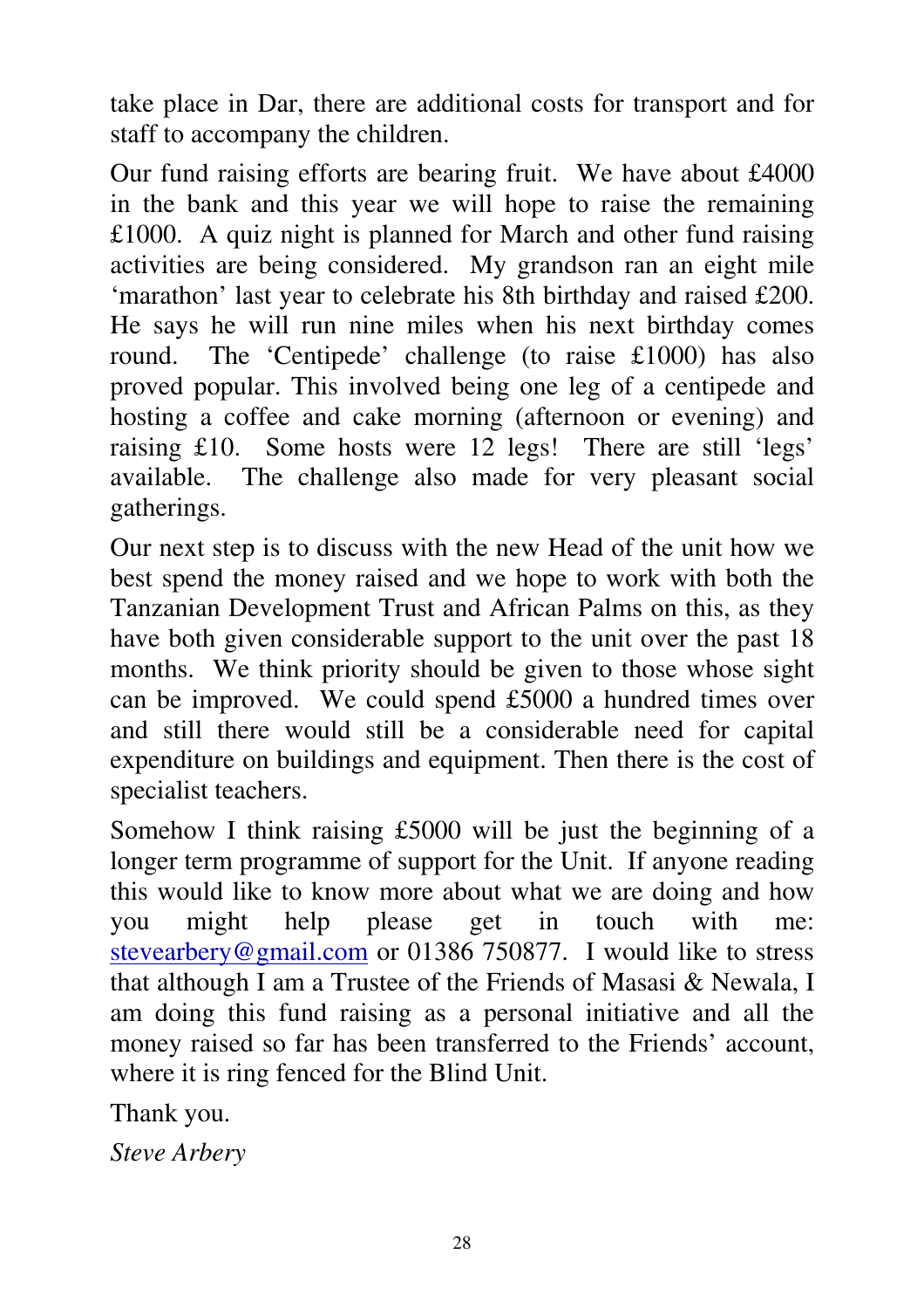take place in Dar, there are additional costs for transport and for staff to accompany the children.

Our fund raising efforts are bearing fruit. We have about £4000 in the bank and this year we will hope to raise the remaining £1000. A quiz night is planned for March and other fund raising activities are being considered. My grandson ran an eight mile 'marathon' last year to celebrate his 8th birthday and raised £200. He says he will run nine miles when his next birthday comes round. The 'Centipede' challenge (to raise £1000) has also proved popular. This involved being one leg of a centipede and hosting a coffee and cake morning (afternoon or evening) and raising £10. Some hosts were 12 legs! There are still 'legs' available. The challenge also made for very pleasant social gatherings.

Our next step is to discuss with the new Head of the unit how we best spend the money raised and we hope to work with both the Tanzanian Development Trust and African Palms on this, as they have both given considerable support to the unit over the past 18 months. We think priority should be given to those whose sight can be improved. We could spend £5000 a hundred times over and still there would still be a considerable need for capital expenditure on buildings and equipment. Then there is the cost of specialist teachers.

Somehow I think raising £5000 will be just the beginning of a longer term programme of support for the Unit. If anyone reading this would like to know more about what we are doing and how you might help please get in touch with me: stevearbery@gmail.com or 01386 750877. I would like to stress that although I am a Trustee of the Friends of Masasi & Newala, I am doing this fund raising as a personal initiative and all the money raised so far has been transferred to the Friends' account, where it is ring fenced for the Blind Unit.

Thank you.

*Steve Arbery*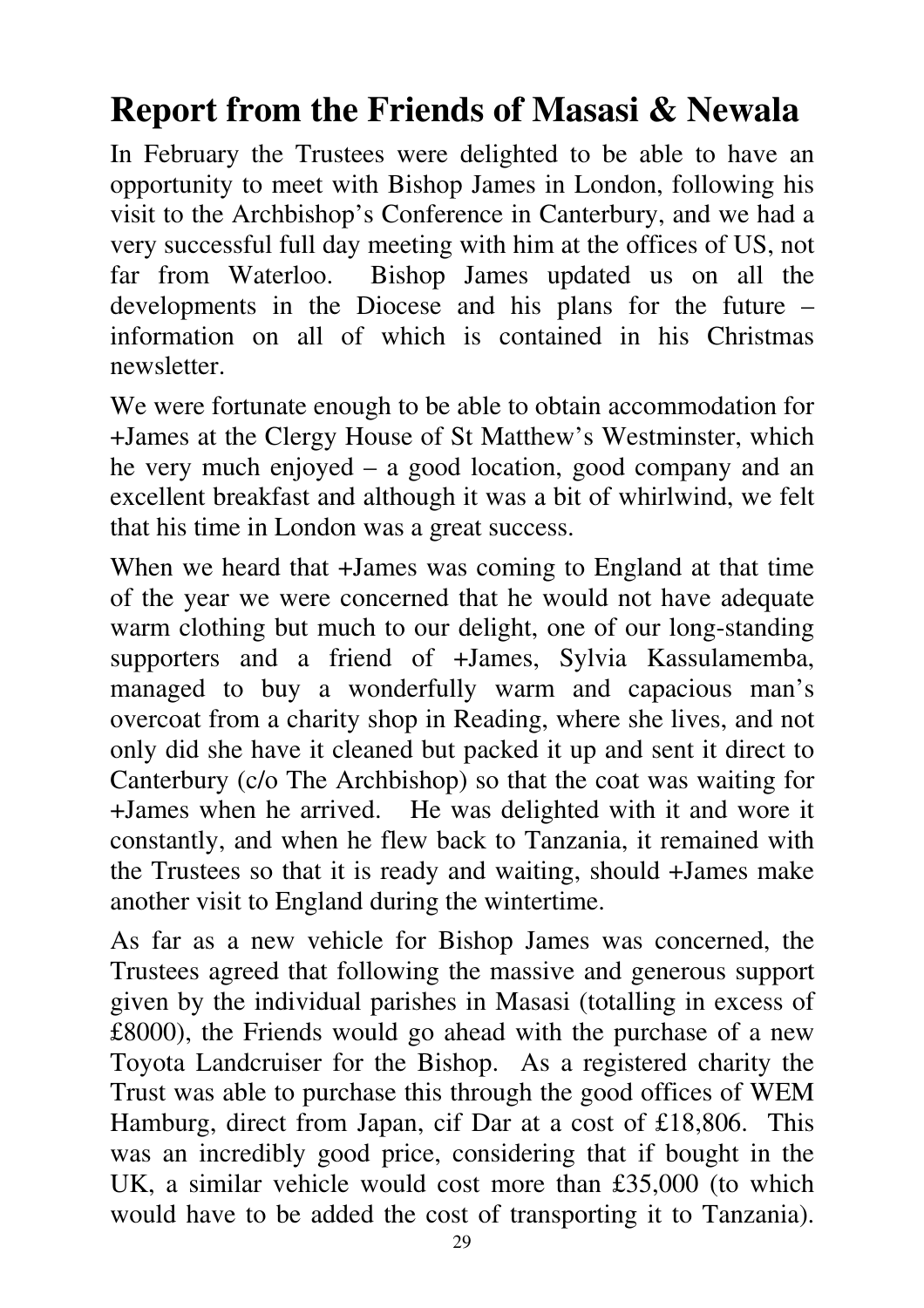# Report from the Friends of Masasi & Newala

In February the Trustees were delighted to be able to have an opportunity to meet with Bishop James in London, following his visit to the Archbishop's Conference in Canterbury, and we had a very successful full day meeting with him at the offices of US, not far from Waterloo. Bishop James updated us on all the developments in the Diocese and his plans for the future – information on all of which is contained in his Christmas newsletter.

We were fortunate enough to be able to obtain accommodation for +James at the Clergy House of St Matthew's Westminster, which he very much enjoyed – a good location, good company and an excellent breakfast and although it was a bit of whirlwind, we felt that his time in London was a great success.

When we heard that +James was coming to England at that time of the year we were concerned that he would not have adequate warm clothing but much to our delight, one of our long-standing supporters and a friend of +James, Sylvia Kassulamemba, managed to buy a wonderfully warm and capacious man's overcoat from a charity shop in Reading, where she lives, and not only did she have it cleaned but packed it up and sent it direct to Canterbury (c/o The Archbishop) so that the coat was waiting for +James when he arrived. He was delighted with it and wore it constantly, and when he flew back to Tanzania, it remained with the Trustees so that it is ready and waiting, should +James make another visit to England during the wintertime.

As far as a new vehicle for Bishop James was concerned, the Trustees agreed that following the massive and generous support given by the individual parishes in Masasi (totalling in excess of £8000), the Friends would go ahead with the purchase of a new Toyota Landcruiser for the Bishop. As a registered charity the Trust was able to purchase this through the good offices of WEM Hamburg, direct from Japan, cif Dar at a cost of £18,806. This was an incredibly good price, considering that if bought in the UK, a similar vehicle would cost more than £35,000 (to which would have to be added the cost of transporting it to Tanzania).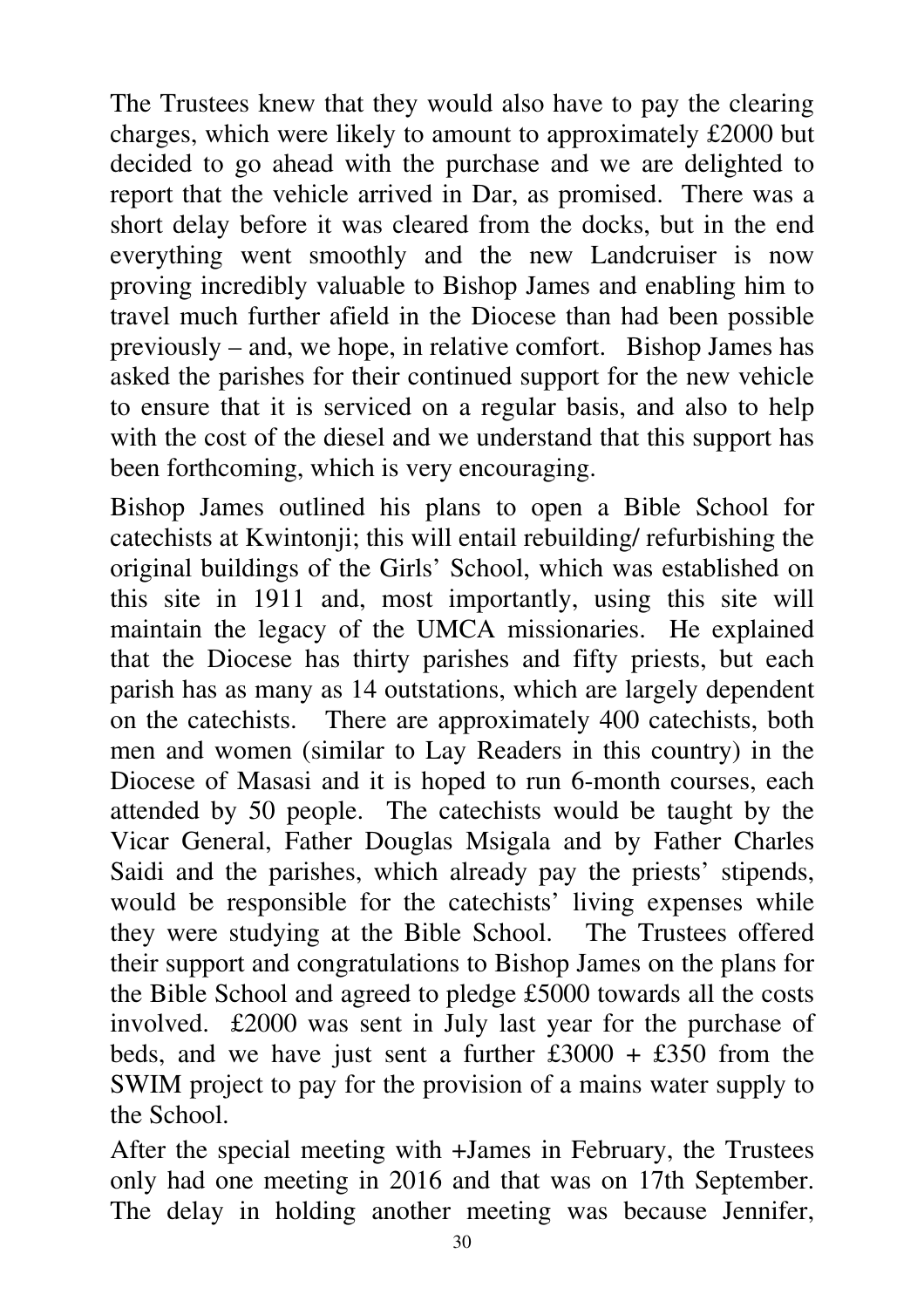The Trustees knew that they would also have to pay the clearing charges, which were likely to amount to approximately £2000 but decided to go ahead with the purchase and we are delighted to report that the vehicle arrived in Dar, as promised. There was a short delay before it was cleared from the docks, but in the end everything went smoothly and the new Landcruiser is now proving incredibly valuable to Bishop James and enabling him to travel much further afield in the Diocese than had been possible previously – and, we hope, in relative comfort. Bishop James has asked the parishes for their continued support for the new vehicle to ensure that it is serviced on a regular basis, and also to help with the cost of the diesel and we understand that this support has been forthcoming, which is very encouraging.

Bishop James outlined his plans to open a Bible School for catechists at Kwintonji; this will entail rebuilding/ refurbishing the original buildings of the Girls' School, which was established on this site in 1911 and, most importantly, using this site will maintain the legacy of the UMCA missionaries. He explained that the Diocese has thirty parishes and fifty priests, but each parish has as many as 14 outstations, which are largely dependent on the catechists. There are approximately 400 catechists, both men and women (similar to Lay Readers in this country) in the Diocese of Masasi and it is hoped to run 6-month courses, each attended by 50 people. The catechists would be taught by the Vicar General, Father Douglas Msigala and by Father Charles Saidi and the parishes, which already pay the priests' stipends, would be responsible for the catechists' living expenses while they were studying at the Bible School. The Trustees offered their support and congratulations to Bishop James on the plans for the Bible School and agreed to pledge £5000 towards all the costs involved. £2000 was sent in July last year for the purchase of beds, and we have just sent a further £3000 + £350 from the SWIM project to pay for the provision of a mains water supply to the School.

After the special meeting with +James in February, the Trustees only had one meeting in 2016 and that was on 17th September. The delay in holding another meeting was because Jennifer,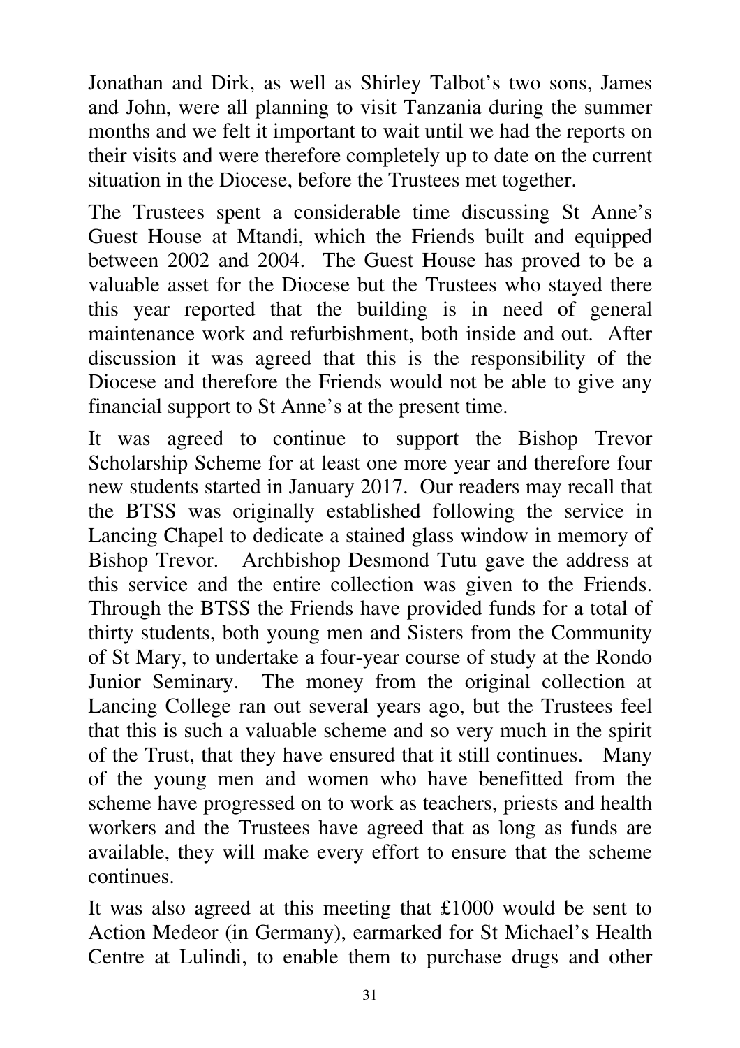Jonathan and Dirk, as well as Shirley Talbot's two sons, James and John, were all planning to visit Tanzania during the summer months and we felt it important to wait until we had the reports on their visits and were therefore completely up to date on the current situation in the Diocese, before the Trustees met together.

The Trustees spent a considerable time discussing St Anne's Guest House at Mtandi, which the Friends built and equipped between 2002 and 2004. The Guest House has proved to be a valuable asset for the Diocese but the Trustees who stayed there this year reported that the building is in need of general maintenance work and refurbishment, both inside and out. After discussion it was agreed that this is the responsibility of the Diocese and therefore the Friends would not be able to give any financial support to St Anne's at the present time.

It was agreed to continue to support the Bishop Trevor Scholarship Scheme for at least one more year and therefore four new students started in January 2017. Our readers may recall that the BTSS was originally established following the service in Lancing Chapel to dedicate a stained glass window in memory of Bishop Trevor. Archbishop Desmond Tutu gave the address at this service and the entire collection was given to the Friends. Through the BTSS the Friends have provided funds for a total of thirty students, both young men and Sisters from the Community of St Mary, to undertake a four-year course of study at the Rondo Junior Seminary. The money from the original collection at Lancing College ran out several years ago, but the Trustees feel that this is such a valuable scheme and so very much in the spirit of the Trust, that they have ensured that it still continues. Many of the young men and women who have benefitted from the scheme have progressed on to work as teachers, priests and health workers and the Trustees have agreed that as long as funds are available, they will make every effort to ensure that the scheme continues.

It was also agreed at this meeting that £1000 would be sent to Action Medeor (in Germany), earmarked for St Michael's Health Centre at Lulindi, to enable them to purchase drugs and other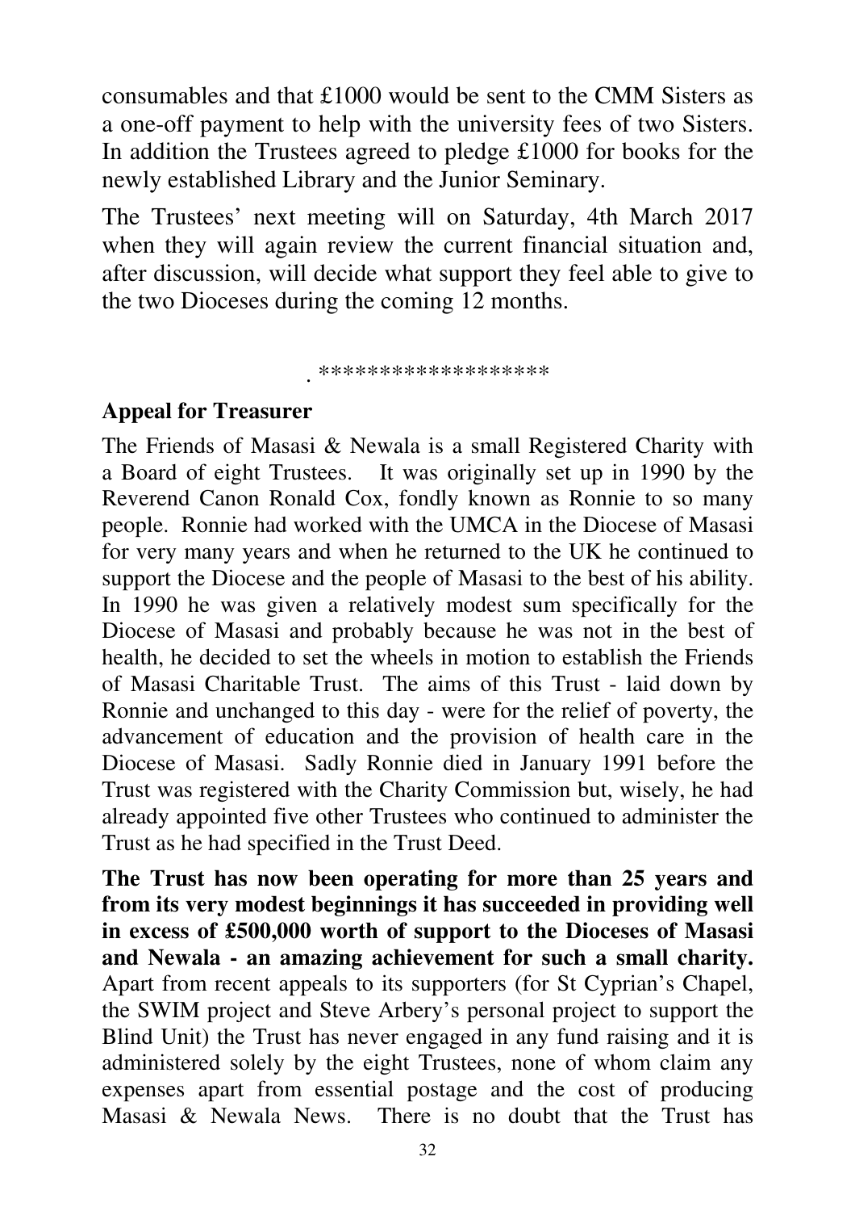consumables and that £1000 would be sent to the CMM Sisters as a one-off payment to help with the university fees of two Sisters. In addition the Trustees agreed to pledge £1000 for books for the newly established Library and the Junior Seminary.

The Trustees' next meeting will on Saturday, 4th March 2017 when they will again review the current financial situation and, after discussion, will decide what support they feel able to give to the two Dioceses during the coming 12 months.

. ******************

**Appeal for Treasurer**

The Friends of Masasi & Newala is a small Registered Charity with a Board of eight Trustees. It was originally set up in 1990 by the Reverend Canon Ronald Cox, fondly known as Ronnie to so many people. Ronnie had worked with the UMCA in the Diocese of Masasi for very many years and when he returned to the UK he continued to support the Diocese and the people of Masasi to the best of his ability. In 1990 he was given a relatively modest sum specifically for the Diocese of Masasi and probably because he was not in the best of health, he decided to set the wheels in motion to establish the Friends of Masasi Charitable Trust. The aims of this Trust - laid down by Ronnie and unchanged to this day - were for the relief of poverty, the advancement of education and the provision of health care in the Diocese of Masasi. Sadly Ronnie died in January 1991 before the Trust was registered with the Charity Commission but, wisely, he had already appointed five other Trustees who continued to administer the Trust as he had specified in the Trust Deed.

**The Trust has now been operating for more than 25 years and from its very modest beginnings it has succeeded in providing well in excess of £500,000 worth of support to the Dioceses of Masasi and Newala - an amazing achievement for such a small charity.** Apart from recent appeals to its supporters (for St Cyprian's Chapel, the SWIM project and Steve Arbery's personal project to support the Blind Unit) the Trust has never engaged in any fund raising and it is administered solely by the eight Trustees, none of whom claim any expenses apart from essential postage and the cost of producing Masasi & Newala News. There is no doubt that the Trust has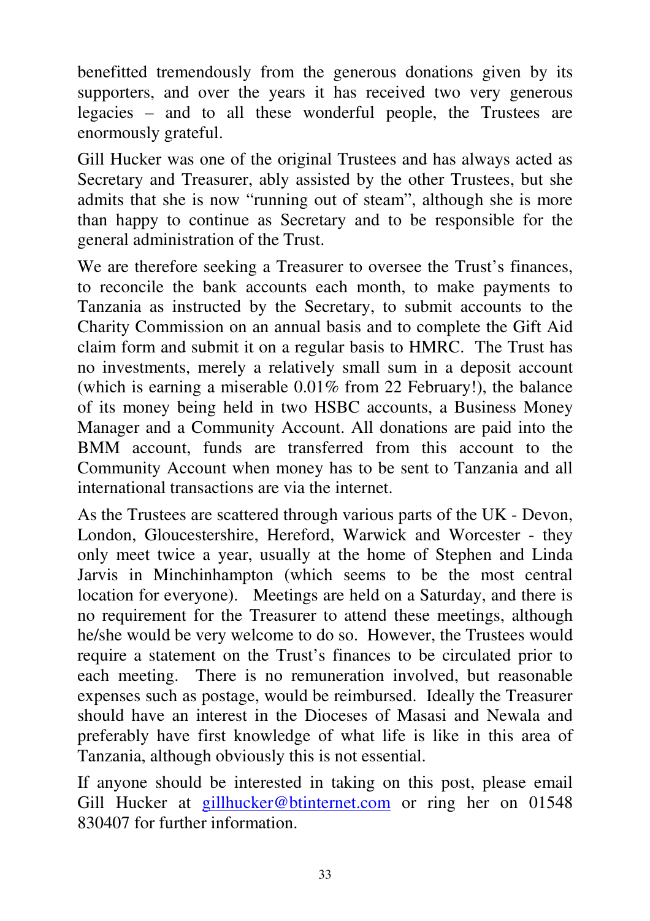benefitted tremendously from the generous donations given by its supporters, and over the years it has received two very generous legacies – and to all these wonderful people, the Trustees are enormously grateful.

Gill Hucker was one of the original Trustees and has always acted as Secretary and Treasurer, ably assisted by the other Trustees, but she admits that she is now "running out of steam", although she is more than happy to continue as Secretary and to be responsible for the general administration of the Trust.

We are therefore seeking a Treasurer to oversee the Trust's finances, to reconcile the bank accounts each month, to make payments to Tanzania as instructed by the Secretary, to submit accounts to the Charity Commission on an annual basis and to complete the Gift Aid claim form and submit it on a regular basis to HMRC. The Trust has no investments, merely a relatively small sum in a deposit account (which is earning a miserable 0.01% from 22 February!), the balance of its money being held in two HSBC accounts, a Business Money Manager and a Community Account. All donations are paid into the BMM account, funds are transferred from this account to the Community Account when money has to be sent to Tanzania and all international transactions are via the internet.

As the Trustees are scattered through various parts of the UK - Devon, London, Gloucestershire, Hereford, Warwick and Worcester - they only meet twice a year, usually at the home of Stephen and Linda Jarvis in Minchinhampton (which seems to be the most central location for everyone). Meetings are held on a Saturday, and there is no requirement for the Treasurer to attend these meetings, although he/she would be very welcome to do so. However, the Trustees would require a statement on the Trust's finances to be circulated prior to each meeting. There is no remuneration involved, but reasonable expenses such as postage, would be reimbursed. Ideally the Treasurer should have an interest in the Dioceses of Masasi and Newala and preferably have first knowledge of what life is like in this area of Tanzania, although obviously this is not essential.

If anyone should be interested in taking on this post, please email Gill Hucker at gillhucker@btinternet.com or ring her on 01548 830407 for further information.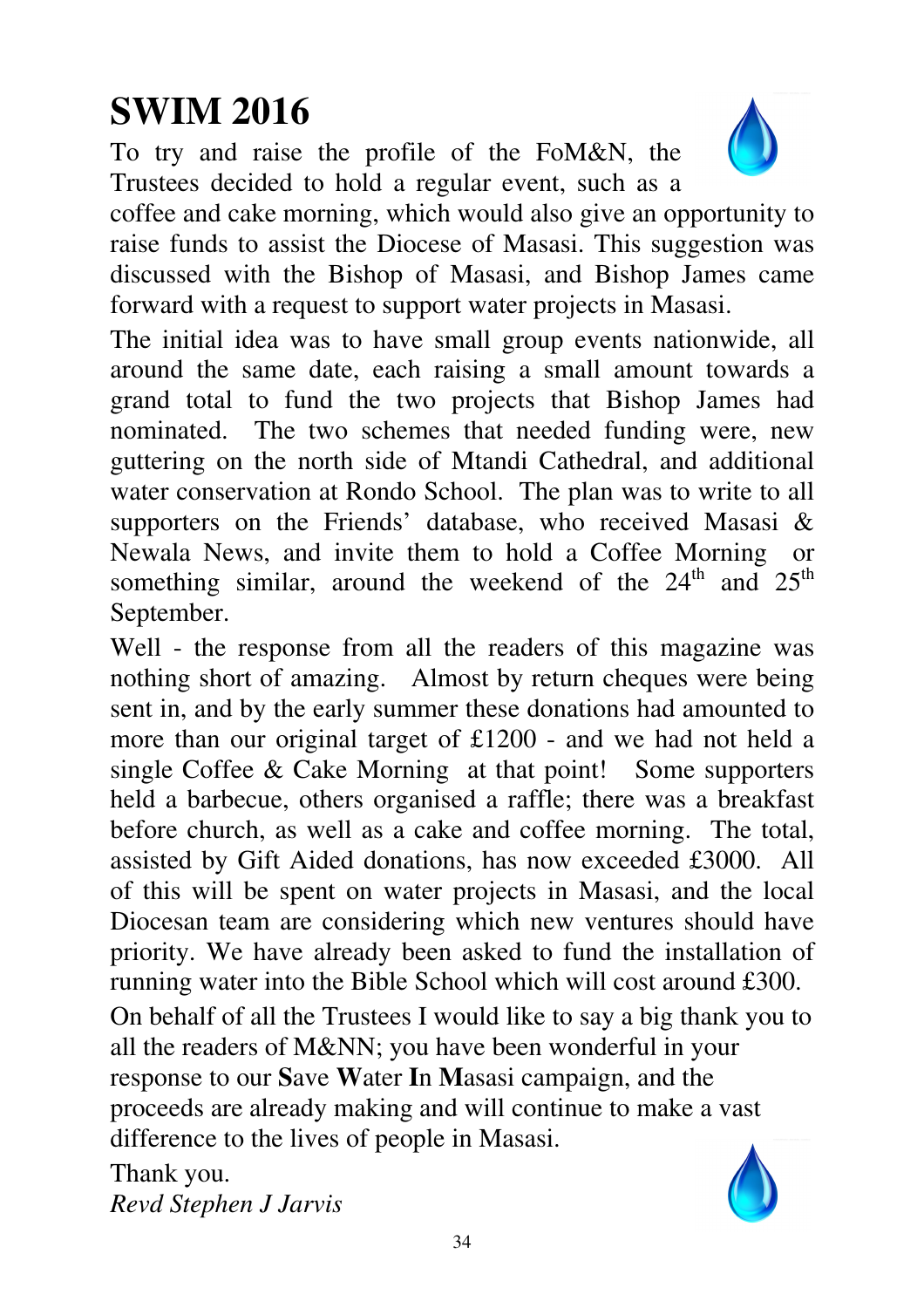# SWIM 2016

To try and raise the profile of the FoM&N, the Trustees decided to hold a regular event, such as a coffee and cake morning, which would also give an opportunity to raise funds to assist the Diocese of Masasi. This suggestion was discussed with the Bishop of Masasi, and Bishop James came forward with a request to support water projects in Masasi.

The initial idea was to have small group events nationwide, all around the same date, each raising a small amount towards a grand total to fund the two projects that Bishop James had nominated. The two schemes that needed funding were, new guttering on the north side of Mtandi Cathedral, and additional water conservation at Rondo School. The plan was to write to all supporters on the Friends' database, who received Masasi & Newala News, and invite them to hold a Coffee Morning or something similar, around the weekend of the 24th and 25th September.

Well - the response from all the readers of this magazine was nothing short of amazing. Almost by return cheques were being sent in, and by the early summer these donations had amounted to more than our original target of £1200 - and we had not held a single Coffee & Cake Morning at that point! Some supporters held a barbecue, others organised a raffle; there was a breakfast before church, as well as a cake and coffee morning. The total, assisted by Gift Aided donations, has now exceeded £3000. All of this will be spent on water projects in Masasi, and the local Diocesan team are considering which new ventures should have priority. We have already been asked to fund the installation of running water into the Bible School which will cost around £300.

On behalf of all the Trustees I would like to say a big thank you to all the readers of M&NN; you have been wonderful in your response to our **S**ave **W**ater **I**n **M**asasi campaign, and the proceeds are already making and will continue to make a vast difference to the lives of people in Masasi.

Thank you.

*Revd Stephen J Jarvis*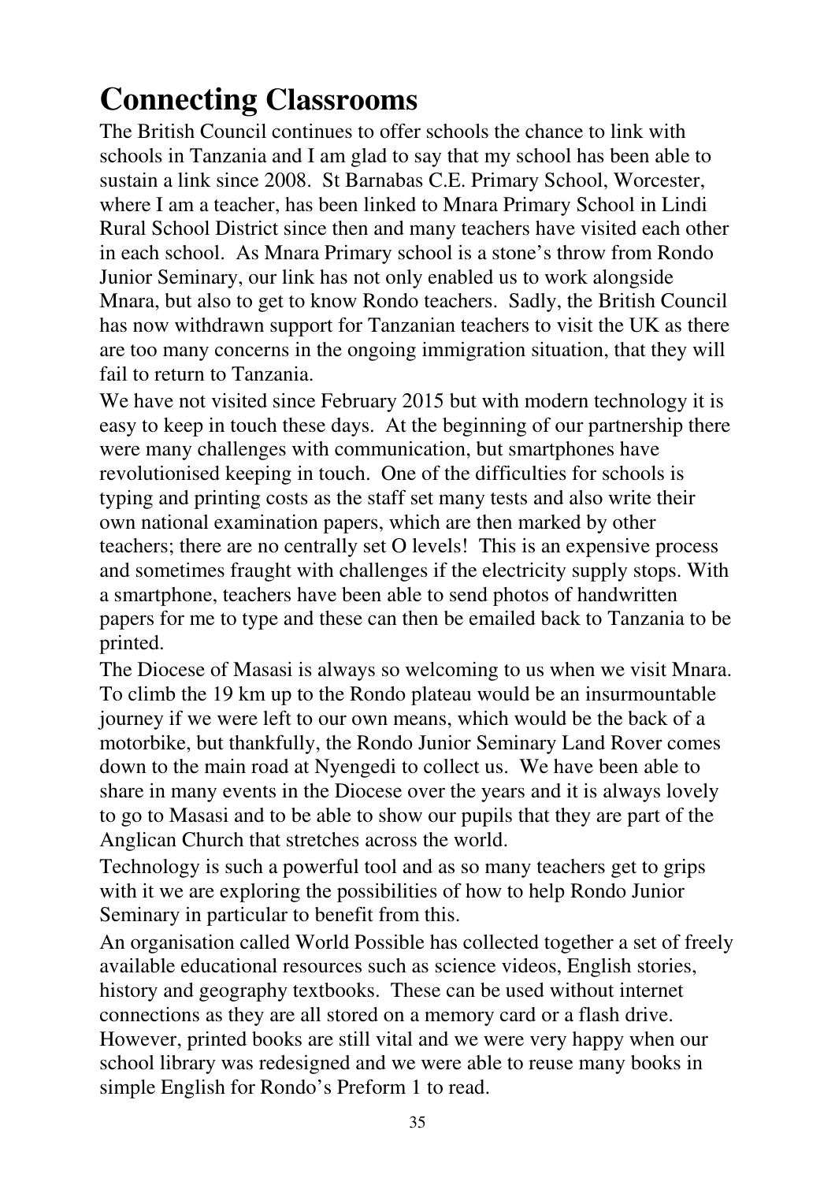# Connecting Classrooms

The British Council continues to offer schools the chance to link with schools in Tanzania and I am glad to say that my school has been able to sustain a link since 2008. St Barnabas C.E. Primary School, Worcester, where I am a teacher, has been linked to Mnara Primary School in Lindi Rural School District since then and many teachers have visited each other in each school. As Mnara Primary school is a stone's throw from Rondo Junior Seminary, our link has not only enabled us to work alongside Mnara, but also to get to know Rondo teachers. Sadly, the British Council has now withdrawn support for Tanzanian teachers to visit the UK as there are too many concerns in the ongoing immigration situation, that they will fail to return to Tanzania.

We have not visited since February 2015 but with modern technology it is easy to keep in touch these days. At the beginning of our partnership there were many challenges with communication, but smartphones have revolutionised keeping in touch. One of the difficulties for schools is typing and printing costs as the staff set many tests and also write their own national examination papers, which are then marked by other teachers; there are no centrally set O levels! This is an expensive process and sometimes fraught with challenges if the electricity supply stops. With a smartphone, teachers have been able to send photos of handwritten papers for me to type and these can then be emailed back to Tanzania to be printed.

The Diocese of Masasi is always so welcoming to us when we visit Mnara. To climb the 19 km up to the Rondo plateau would be an insurmountable journey if we were left to our own means, which would be the back of a motorbike, but thankfully, the Rondo Junior Seminary Land Rover comes down to the main road at Nyengedi to collect us. We have been able to share in many events in the Diocese over the years and it is always lovely to go to Masasi and to be able to show our pupils that they are part of the Anglican Church that stretches across the world.

Technology is such a powerful tool and as so many teachers get to grips with it we are exploring the possibilities of how to help Rondo Junior Seminary in particular to benefit from this.

An organisation called World Possible has collected together a set of freely available educational resources such as science videos, English stories, history and geography textbooks. These can be used without internet connections as they are all stored on a memory card or a flash drive. However, printed books are still vital and we were very happy when our school library was redesigned and we were able to reuse many books in simple English for Rondo's Preform 1 to read.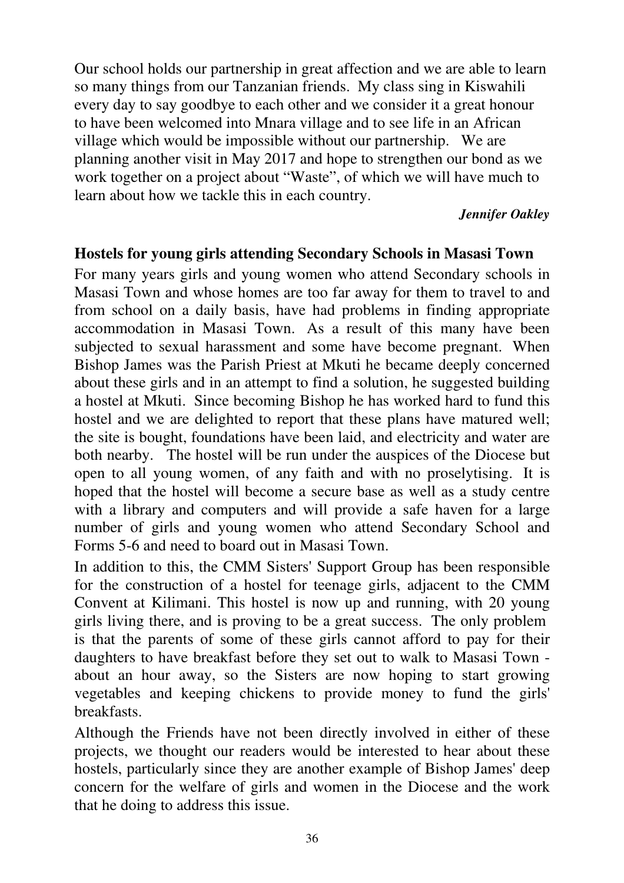Our school holds our partnership in great affection and we are able to learn so many things from our Tanzanian friends. My class sing in Kiswahili every day to say goodbye to each other and we consider it a great honour to have been welcomed into Mnara village and to see life in an African village which would be impossible without our partnership. We are planning another visit in May 2017 and hope to strengthen our bond as we work together on a project about "Waste", of which we will have much to learn about how we tackle this in each country.

***Jennifer Oakley***

## Hostels for young girls attending Secondary Schools in Masasi Town

For many years girls and young women who attend Secondary schools in Masasi Town and whose homes are too far away for them to travel to and from school on a daily basis, have had problems in finding appropriate accommodation in Masasi Town. As a result of this many have been subjected to sexual harassment and some have become pregnant. When Bishop James was the Parish Priest at Mkuti he became deeply concerned about these girls and in an attempt to find a solution, he suggested building a hostel at Mkuti. Since becoming Bishop he has worked hard to fund this hostel and we are delighted to report that these plans have matured well; the site is bought, foundations have been laid, and electricity and water are both nearby. The hostel will be run under the auspices of the Diocese but open to all young women, of any faith and with no proselytising. It is hoped that the hostel will become a secure base as well as a study centre with a library and computers and will provide a safe haven for a large number of girls and young women who attend Secondary School and Forms 5-6 and need to board out in Masasi Town.

In addition to this, the CMM Sisters' Support Group has been responsible for the construction of a hostel for teenage girls, adjacent to the CMM Convent at Kilimani. This hostel is now up and running, with 20 young girls living there, and is proving to be a great success. The only problem is that the parents of some of these girls cannot afford to pay for their daughters to have breakfast before they set out to walk to Masasi Town - about an hour away, so the Sisters are now hoping to start growing vegetables and keeping chickens to provide money to fund the girls' breakfasts.

Although the Friends have not been directly involved in either of these projects, we thought our readers would be interested to hear about these hostels, particularly since they are another example of Bishop James' deep concern for the welfare of girls and women in the Diocese and the work that he doing to address this issue.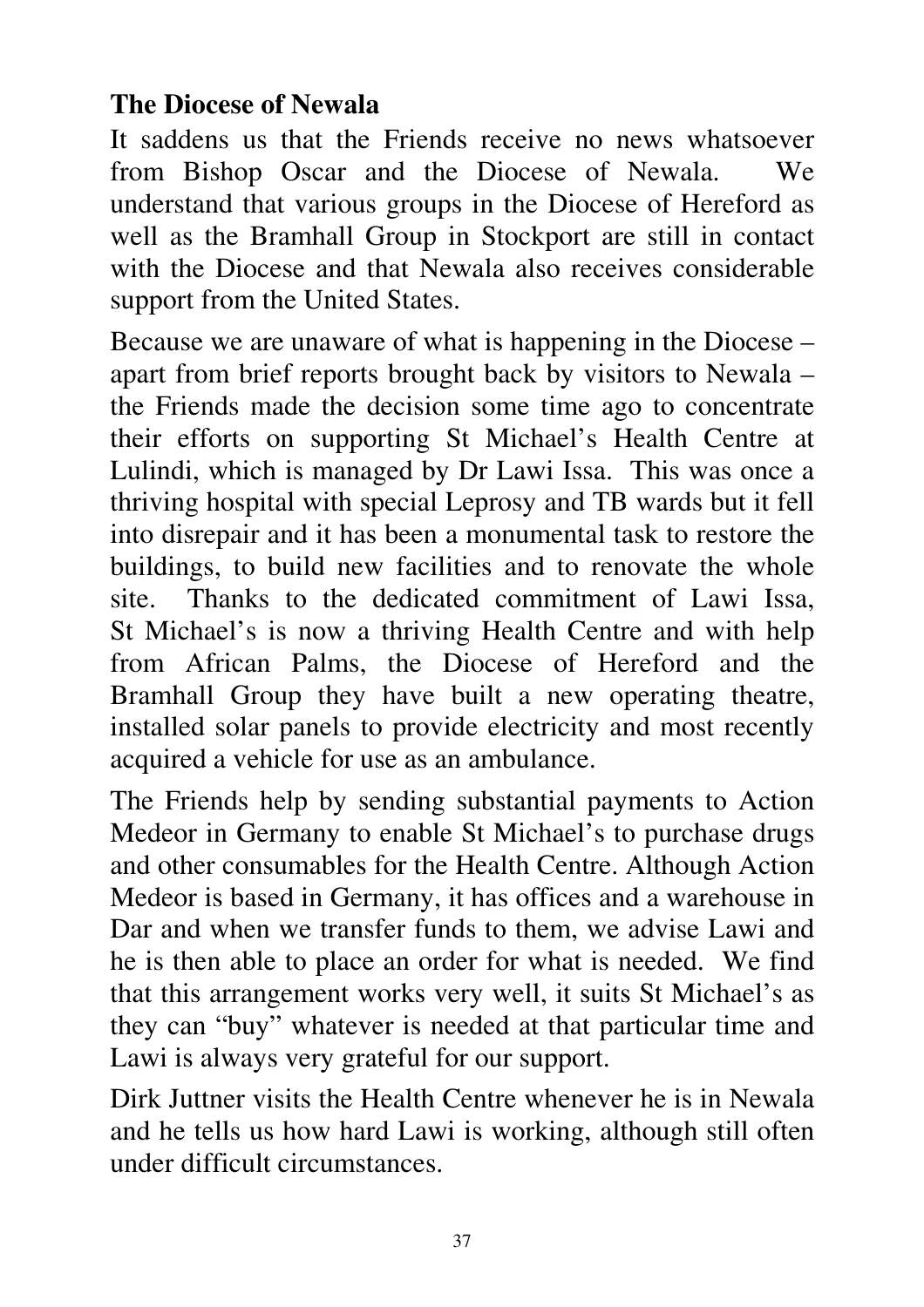## The Diocese of Newala

It saddens us that the Friends receive no news whatsoever from Bishop Oscar and the Diocese of Newala. We understand that various groups in the Diocese of Hereford as well as the Bramhall Group in Stockport are still in contact with the Diocese and that Newala also receives considerable support from the United States.

Because we are unaware of what is happening in the Diocese – apart from brief reports brought back by visitors to Newala – the Friends made the decision some time ago to concentrate their efforts on supporting St Michael's Health Centre at Lulindi, which is managed by Dr Lawi Issa. This was once a thriving hospital with special Leprosy and TB wards but it fell into disrepair and it has been a monumental task to restore the buildings, to build new facilities and to renovate the whole site. Thanks to the dedicated commitment of Lawi Issa, St Michael's is now a thriving Health Centre and with help from African Palms, the Diocese of Hereford and the Bramhall Group they have built a new operating theatre, installed solar panels to provide electricity and most recently acquired a vehicle for use as an ambulance.

The Friends help by sending substantial payments to Action Medeor in Germany to enable St Michael's to purchase drugs and other consumables for the Health Centre. Although Action Medeor is based in Germany, it has offices and a warehouse in Dar and when we transfer funds to them, we advise Lawi and he is then able to place an order for what is needed. We find that this arrangement works very well, it suits St Michael's as they can "buy" whatever is needed at that particular time and Lawi is always very grateful for our support.

Dirk Juttner visits the Health Centre whenever he is in Newala and he tells us how hard Lawi is working, although still often under difficult circumstances.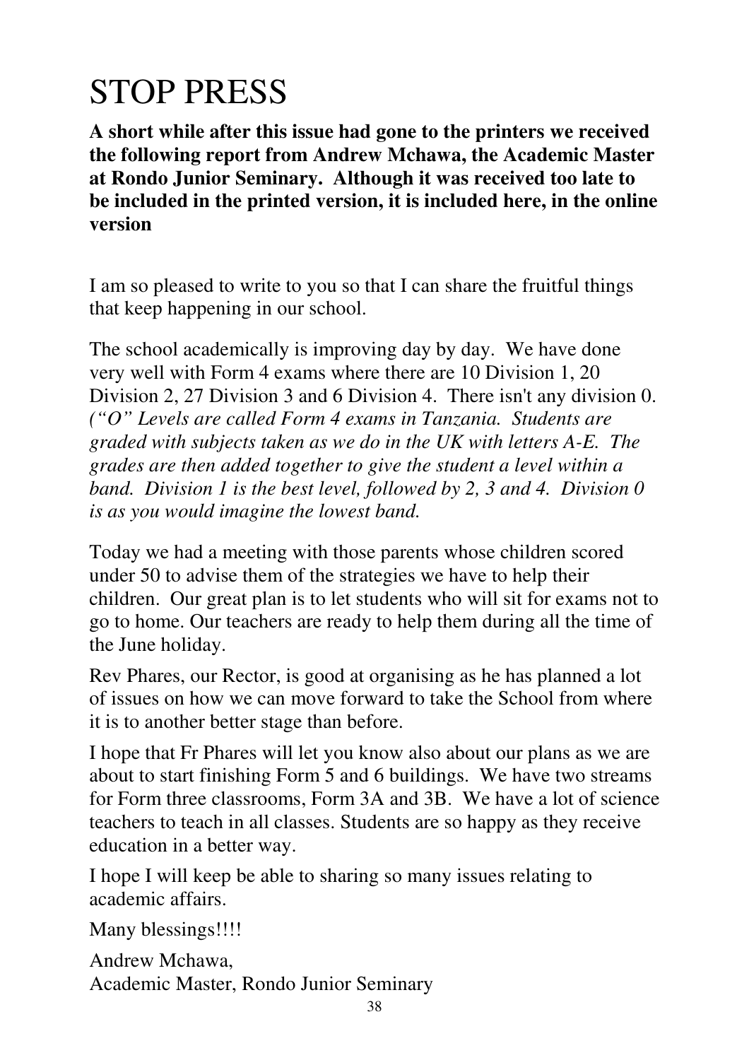# STOP PRESS

**A short while after this issue had gone to the printers we received the following report from Andrew Mchawa, the Academic Master at Rondo Junior Seminary. Although it was received too late to be included in the printed version, it is included here, in the online version**

I am so pleased to write to you so that I can share the fruitful things that keep happening in our school.

The school academically is improving day by day. We have done very well with Form 4 exams where there are 10 Division 1, 20 Division 2, 27 Division 3 and 6 Division 4. There isn't any division 0. *("O" Levels are called Form 4 exams in Tanzania. Students are graded with subjects taken as we do in the UK with letters A-E. The grades are then added together to give the student a level within a band. Division 1 is the best level, followed by 2, 3 and 4. Division 0 is as you would imagine the lowest band.*

Today we had a meeting with those parents whose children scored under 50 to advise them of the strategies we have to help their children. Our great plan is to let students who will sit for exams not to go to home. Our teachers are ready to help them during all the time of the June holiday.

Rev Phares, our Rector, is good at organising as he has planned a lot of issues on how we can move forward to take the School from where it is to another better stage than before.

I hope that Fr Phares will let you know also about our plans as we are about to start finishing Form 5 and 6 buildings. We have two streams for Form three classrooms, Form 3A and 3B. We have a lot of science teachers to teach in all classes. Students are so happy as they receive education in a better way.

I hope I will keep be able to sharing so many issues relating to academic affairs.

Many blessings!!!!

Andrew Mchawa,
Academic Master, Rondo Junior Seminary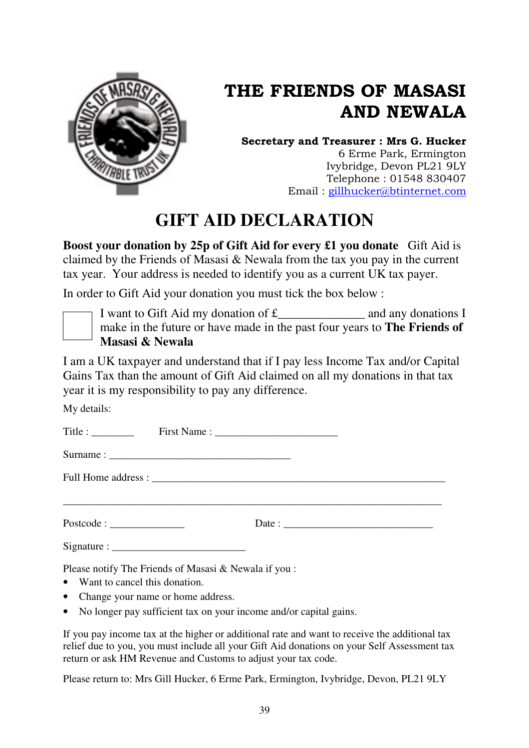# THE FRIENDS OF MASASI AND NEWALA

**Secretary and Treasurer : Mrs G. Hucker**
6 Erme Park, Ermington
Ivybridge, Devon PL21 9LY
Telephone : 01548 830407
Email : gillhucker@btinternet.com

## GIFT AID DECLARATION

**Boost your donation by 25p of Gift Aid for every £1 you donate** Gift Aid is claimed by the Friends of Masasi & Newala from the tax you pay in the current tax year. Your address is needed to identify you as a current UK tax payer.

In order to Gift Aid your donation you must tick the box below :

☐ I want to Gift Aid my donation of £______________ and any donations I make in the future or have made in the past four years to **The Friends of Masasi & Newala**

I am a UK taxpayer and understand that if I pay less Income Tax and/or Capital Gains Tax than the amount of Gift Aid claimed on all my donations in that tax year it is my responsibility to pay any difference.

My details:

Title : ________ First Name : ________________________

Surname : ___________________________________

Full Home address : __________________________________________________________

_____________________________________________________________________________

Postcode : ______________ Date : _____________________________

Signature : _________________________

Please notify The Friends of Masasi & Newala if you :

- Want to cancel this donation.
- Change your name or home address.
- No longer pay sufficient tax on your income and/or capital gains.

If you pay income tax at the higher or additional rate and want to receive the additional tax relief due to you, you must include all your Gift Aid donations on your Self Assessment tax return or ask HM Revenue and Customs to adjust your tax code.

Please return to: Mrs Gill Hucker, 6 Erme Park, Ermington, Ivybridge, Devon, PL21 9LY